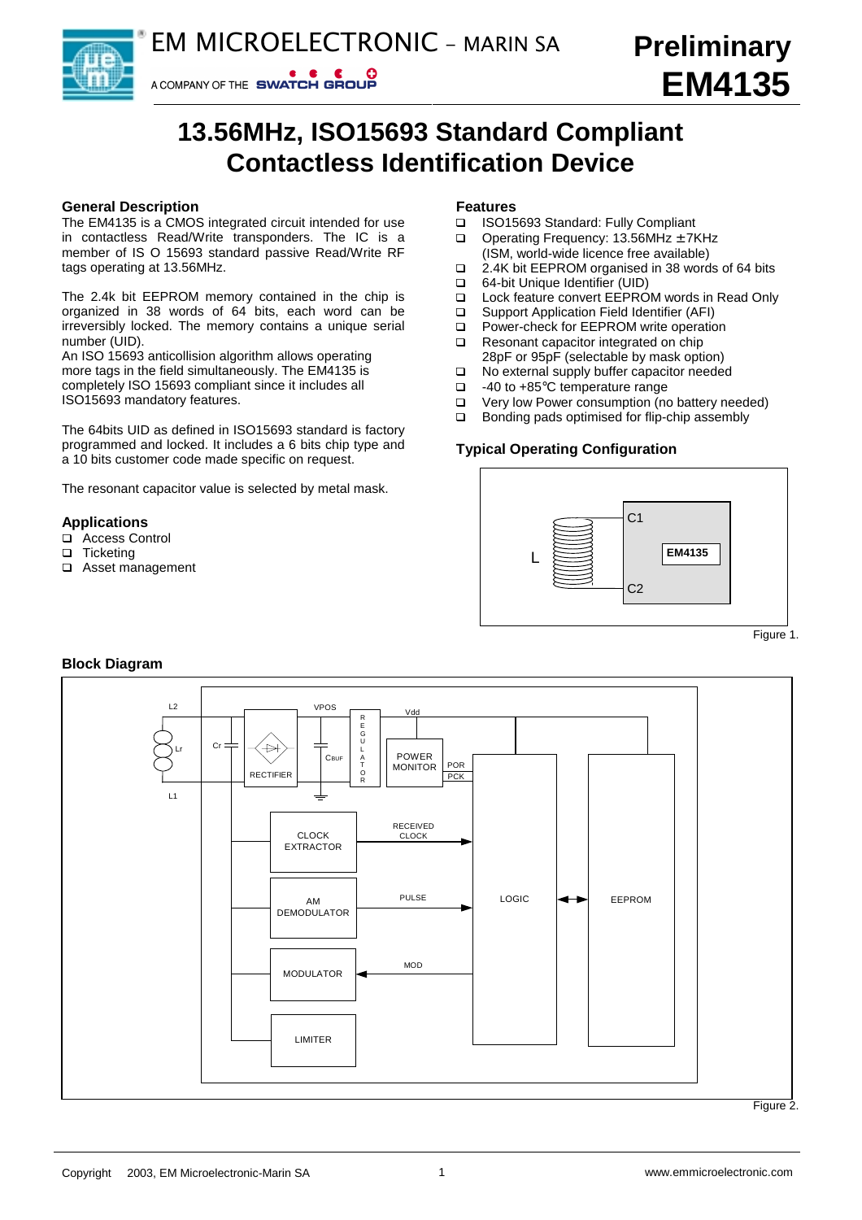EM MICROELECTRONIC - MARIN SA

A COMPANY OF THE SWATCH GROUP

**Preliminary**
**EM4135**

# 13.56MHz, ISO15693 Standard Compliant Contactless Identification Device

## General Description

The EM4135 is a CMOS integrated circuit intended for use in contactless Read/Write transponders. The IC is a member of IS O 15693 standard passive Read/Write RF tags operating at 13.56MHz.

The 2.4k bit EEPROM memory contained in the chip is organized in 38 words of 64 bits, each word can be irreversibly locked. The memory contains a unique serial number (UID).
An ISO 15693 anticollision algorithm allows operating more tags in the field simultaneously. The EM4135 is completely ISO 15693 compliant since it includes all ISO15693 mandatory features.

The 64bits UID as defined in ISO15693 standard is factory programmed and locked. It includes a 6 bits chip type and a 10 bits customer code made specific on request.

The resonant capacitor value is selected by metal mask.

## Applications

- Access Control
- Ticketing
- Asset management

## Features

- ISO15693 Standard: Fully Compliant
- Operating Frequency: 13.56MHz ±7KHz (ISM, world-wide licence free available)
- 2.4K bit EEPROM organised in 38 words of 64 bits
- 64-bit Unique Identifier (UID)
- Lock feature convert EEPROM words in Read Only
- Support Application Field Identifier (AFI)
- Power-check for EEPROM write operation
- Resonant capacitor integrated on chip 28pF or 95pF (selectable by mask option)
- No external supply buffer capacitor needed
- -40 to +85°C temperature range
- Very low Power consumption (no battery needed)
- Bonding pads optimised for flip-chip assembly

## Typical Operating Configuration

Figure 1.

## Block Diagram

Figure 2.

Copyright 2003, EM Microelectronic-Marin SA

www.emmicroelectronic.com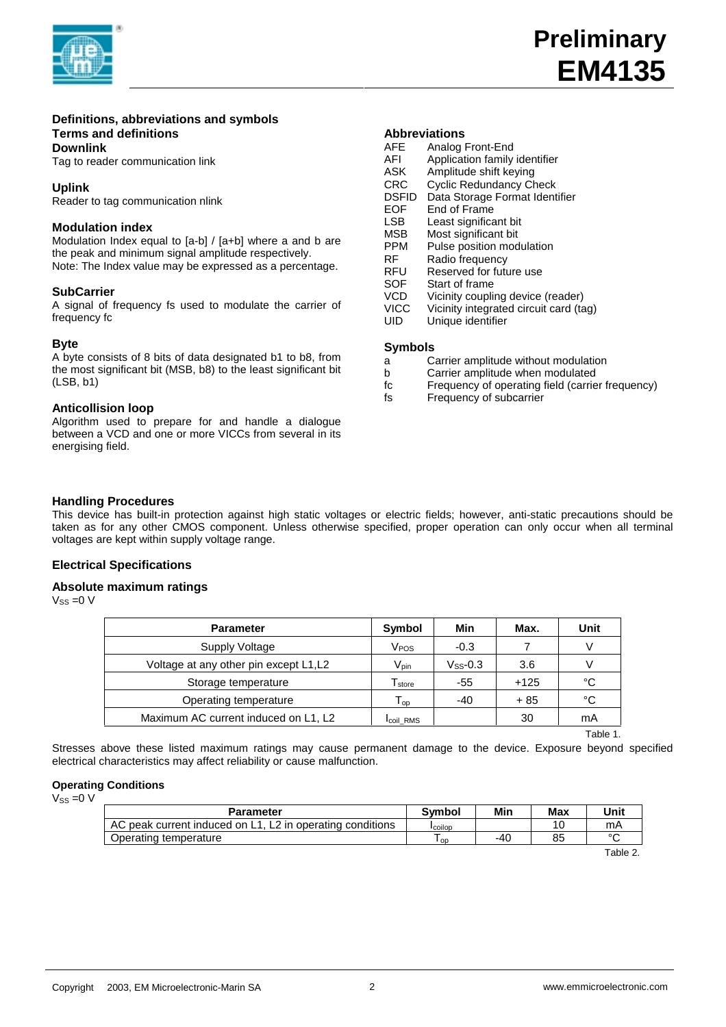## Definitions, abbreviations and symbols

### Terms and definitions

**Downlink**

Tag to reader communication link

**Uplink**

Reader to tag communication nlink

**Modulation index**

Modulation Index equal to [a-b] / [a+b] where a and b are the peak and minimum signal amplitude respectively.
Note: The Index value may be expressed as a percentage.

**SubCarrier**

A signal of frequency fs used to modulate the carrier of frequency fc

**Byte**

A byte consists of 8 bits of data designated b1 to b8, from the most significant bit (MSB, b8) to the least significant bit (LSB, b1)

**Anticollision loop**

Algorithm used to prepare for and handle a dialogue between a VCD and one or more VICCs from several in its energising field.

### Abbreviations

| | |
|---|---|
| AFE | Analog Front-End |
| AFI | Application family identifier |
| ASK | Amplitude shift keying |
| CRC | Cyclic Redundancy Check |
| DSFID | Data Storage Format Identifier |
| EOF | End of Frame |
| LSB | Least significant bit |
| MSB | Most significant bit |
| PPM | Pulse position modulation |
| RF | Radio frequency |
| RFU | Reserved for future use |
| SOF | Start of frame |
| VCD | Vicinity coupling device (reader) |
| VICC | Vicinity integrated circuit card (tag) |
| UID | Unique identifier |

### Symbols

| | |
|---|---|
| a | Carrier amplitude without modulation |
| b | Carrier amplitude when modulated |
| fc | Frequency of operating field (carrier frequency) |
| fs | Frequency of subcarrier |

## Handling Procedures

This device has built-in protection against high static voltages or electric fields; however, anti-static precautions should be taken as for any other CMOS component. Unless otherwise specified, proper operation can only occur when all terminal voltages are kept within supply voltage range.

## Electrical Specifications

### Absolute maximum ratings

$V_{SS}$ =0 V

| Parameter | Symbol | Min | Max. | Unit |
|---|---|---|---|---|
| Supply Voltage | $V_{POS}$ | -0.3 | 7 | V |
| Voltage at any other pin except L1,L2 | $V_{pin}$ | $V_{SS}$-0.3 | 3.6 | V |
| Storage temperature | $T_{store}$ | -55 | +125 | °C |
| Operating temperature | $T_{op}$ | -40 | + 85 | °C |
| Maximum AC current induced on L1, L2 | $I_{coil\_RMS}$ | | 30 | mA |

Table 1.

Stresses above these listed maximum ratings may cause permanent damage to the device. Exposure beyond specified electrical characteristics may affect reliability or cause malfunction.

### Operating Conditions

$V_{SS}$ =0 V

| Parameter | Symbol | Min | Max | Unit |
|---|---|---|---|---|
| AC peak current induced on L1, L2 in operating conditions | $I_{coilop}$ | | 10 | mA |
| Operating temperature | $T_{op}$ | -40 | 85 | °C |

Table 2.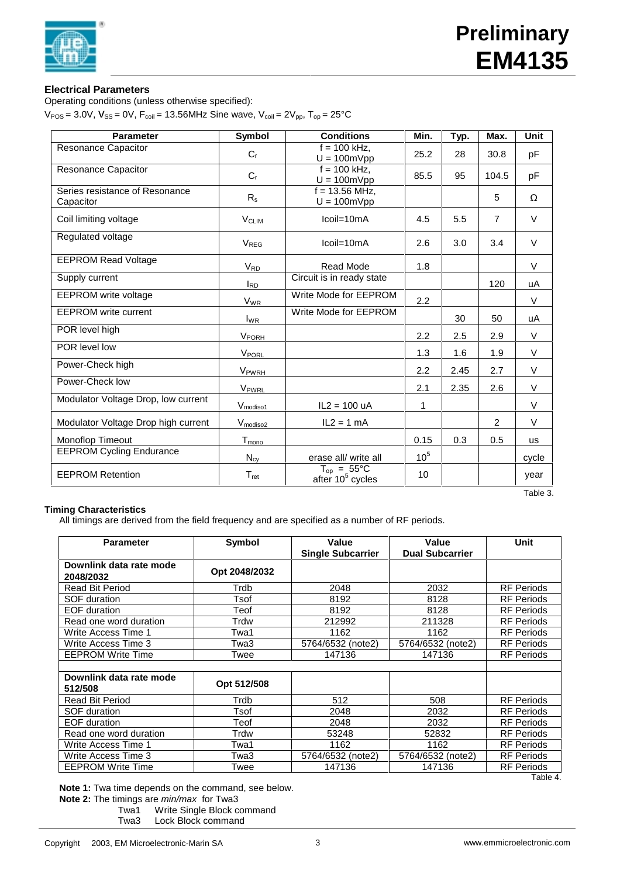## Electrical Parameters

Operating conditions (unless otherwise specified):

$V_{POS}$ = 3.0V, $V_{SS}$ = 0V, $F_{coil}$ = 13.56MHz Sine wave, $V_{coil}$ = 2$V_{pp}$, $T_{op}$ = 25°C

| Parameter | Symbol | Conditions | Min. | Typ. | Max. | Unit |
|---|---|---|---|---|---|---|
| Resonance Capacitor | $C_r$ | f = 100 kHz, U = 100mVpp | 25.2 | 28 | 30.8 | pF |
| Resonance Capacitor | $C_r$ | f = 100 kHz, U = 100mVpp | 85.5 | 95 | 104.5 | pF |
| Series resistance of Resonance Capacitor | $R_s$ | f = 13.56 MHz, U = 100mVpp | | | 5 | Ω |
| Coil limiting voltage | $V_{CLIM}$ | Icoil=10mA | 4.5 | 5.5 | 7 | V |
| Regulated voltage | $V_{REG}$ | Icoil=10mA | 2.6 | 3.0 | 3.4 | V |
| EEPROM Read Voltage | $V_{RD}$ | Read Mode | 1.8 | | | V |
| Supply current | $I_{RD}$ | Circuit is in ready state | | | 120 | uA |
| EEPROM write voltage | $V_{WR}$ | Write Mode for EEPROM | 2.2 | | | V |
| EEPROM write current | $I_{WR}$ | Write Mode for EEPROM | | 30 | 50 | uA |
| POR level high | $V_{PORH}$ | | 2.2 | 2.5 | 2.9 | V |
| POR level low | $V_{PORL}$ | | 1.3 | 1.6 | 1.9 | V |
| Power-Check high | $V_{PWRH}$ | | 2.2 | 2.45 | 2.7 | V |
| Power-Check low | $V_{PWRL}$ | | 2.1 | 2.35 | 2.6 | V |
| Modulator Voltage Drop, low current | $V_{modiso1}$ | IL2 = 100 uA | 1 | | | V |
| Modulator Voltage Drop high current | $V_{modiso2}$ | IL2 = 1 mA | | | 2 | V |
| Monoflop Timeout | $T_{mono}$ | | 0.15 | 0.3 | 0.5 | us |
| EEPROM Cycling Endurance | $N_{cy}$ | erase all/ write all | $10^5$ | | | cycle |
| EEPROM Retention | $T_{ret}$ | $T_{op}$ = 55°C after $10^5$ cycles | 10 | | | year |

Table 3.

### Timing Characteristics

All timings are derived from the field frequency and are specified as a number of RF periods.

| Parameter | Symbol | Value Single Subcarrier | Value Dual Subcarrier | Unit |
|---|---|---|---|---|
| **Downlink data rate mode 2048/2032** | **Opt 2048/2032** | | | |
| Read Bit Period | Trdb | 2048 | 2032 | RF Periods |
| SOF duration | Tsof | 8192 | 8128 | RF Periods |
| EOF duration | Teof | 8192 | 8128 | RF Periods |
| Read one word duration | Trdw | 212992 | 211328 | RF Periods |
| Write Access Time 1 | Twa1 | 1162 | 1162 | RF Periods |
| Write Access Time 3 | Twa3 | 5764/6532 (note2) | 5764/6532 (note2) | RF Periods |
| EEPROM Write Time | Twee | 147136 | 147136 | RF Periods |
| | | | | |
| **Downlink data rate mode 512/508** | **Opt 512/508** | | | |
| Read Bit Period | Trdb | 512 | 508 | RF Periods |
| SOF duration | Tsof | 2048 | 2032 | RF Periods |
| EOF duration | Teof | 2048 | 2032 | RF Periods |
| Read one word duration | Trdw | 53248 | 52832 | RF Periods |
| Write Access Time 1 | Twa1 | 1162 | 1162 | RF Periods |
| Write Access Time 3 | Twa3 | 5764/6532 (note2) | 5764/6532 (note2) | RF Periods |
| EEPROM Write Time | Twee | 147136 | 147136 | RF Periods |

Table 4.

**Note 1:** Twa time depends on the command, see below.

**Note 2:** The timings are *min/max* for Twa3

Twa1 Write Single Block command

Twa3 Lock Block command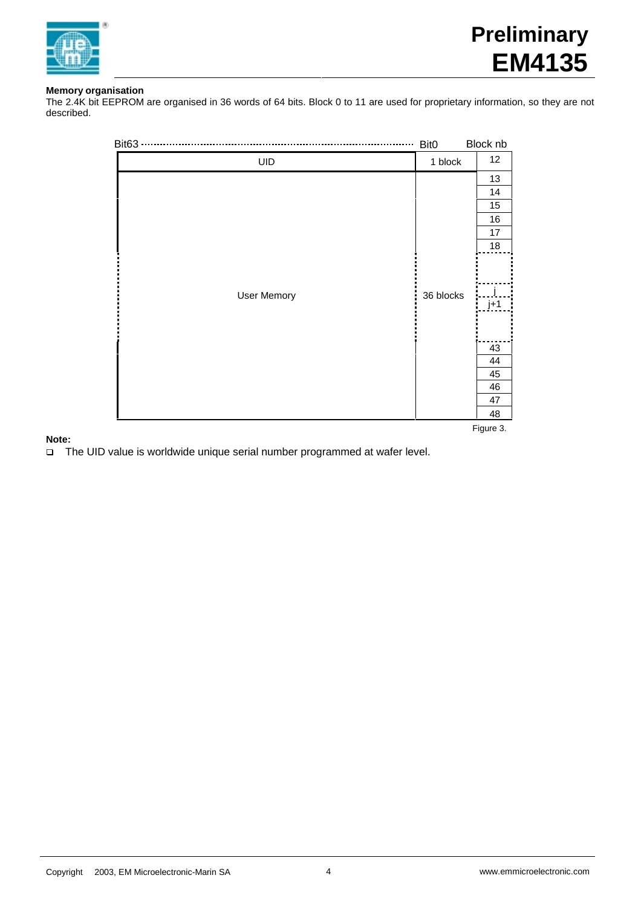**Memory organisation**

The 2.4K bit EEPROM are organised in 36 words of 64 bits. Block 0 to 11 are used for proprietary information, so they are not described.

| Bit63 ............................................ | Bit0 | Block nb |
|---|---|---|
| UID | 1 block | 12 |
| User Memory | 36 blocks | 13 |
| | | 14 |
| | | 15 |
| | | 16 |
| | | 17 |
| | | 18 |
| | | |
| | | j |
| | | j+1 |
| | | |
| | | 43 |
| | | 44 |
| | | 45 |
| | | 46 |
| | | 47 |
| | | 48 |

Figure 3.

**Note:**

- The UID value is worldwide unique serial number programmed at wafer level.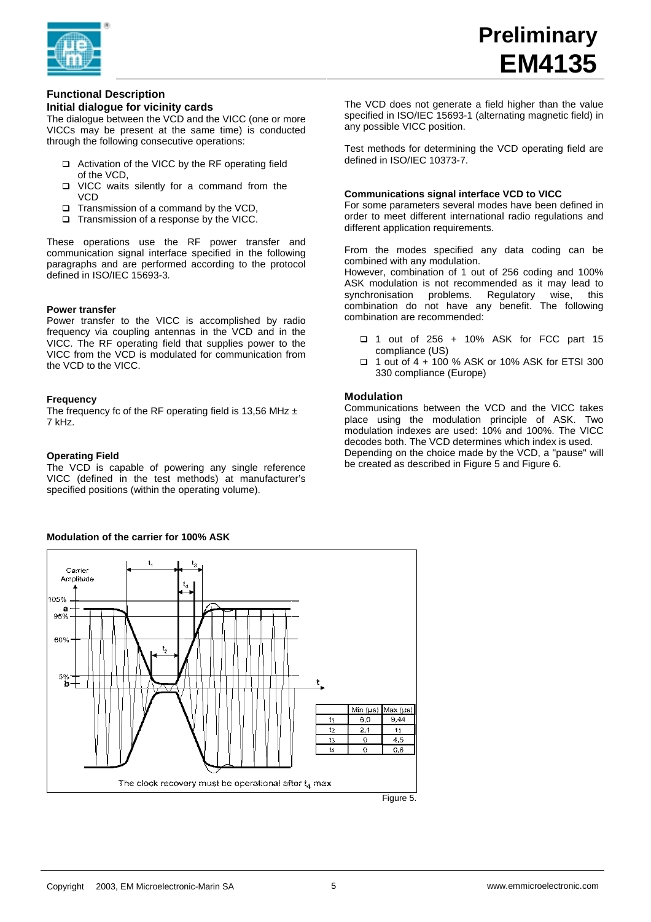## Functional Description

### Initial dialogue for vicinity cards

The dialogue between the VCD and the VICC (one or more VICCs may be present at the same time) is conducted through the following consecutive operations:

- Activation of the VICC by the RF operating field of the VCD,
- VICC waits silently for a command from the VCD
- Transmission of a command by the VCD,
- Transmission of a response by the VICC.

These operations use the RF power transfer and communication signal interface specified in the following paragraphs and are performed according to the protocol defined in ISO/IEC 15693-3.

**Power transfer**

Power transfer to the VICC is accomplished by radio frequency via coupling antennas in the VCD and in the VICC. The RF operating field that supplies power to the VICC from the VCD is modulated for communication from the VCD to the VICC.

**Frequency**

The frequency fc of the RF operating field is 13,56 MHz ± 7 kHz.

**Operating Field**

The VCD is capable of powering any single reference VICC (defined in the test methods) at manufacturer's specified positions (within the operating volume).

The VCD does not generate a field higher than the value specified in ISO/IEC 15693-1 (alternating magnetic field) in any possible VICC position.

Test methods for determining the VCD operating field are defined in ISO/IEC 10373-7.

**Communications signal interface VCD to VICC**

For some parameters several modes have been defined in order to meet different international radio regulations and different application requirements.

From the modes specified any data coding can be combined with any modulation.

However, combination of 1 out of 256 coding and 100% ASK modulation is not recommended as it may lead to synchronisation problems. Regulatory wise, this combination do not have any benefit. The following combination are recommended:

- 1 out of 256 + 10% ASK for FCC part 15 compliance (US)
- 1 out of 4 + 100 % ASK or 10% ASK for ETSI 300 330 compliance (Europe)

### Modulation

Communications between the VCD and the VICC takes place using the modulation principle of ASK. Two modulation indexes are used: 10% and 100%. The VICC decodes both. The VCD determines which index is used.

Depending on the choice made by the VCD, a "pause" will be created as described in Figure 5 and Figure 6.

**Modulation of the carrier for 100% ASK**

|  | Min (µs) | Max (µs) |
|---|---|---|
| $t_1$ | 6,0 | 9,44 |
| $t_2$ | 2,1 | $t_1$ |
| $t_3$ | 0 | 4,5 |
| $t_4$ | 0 | 0,8 |

The clock recovery must be operational after $t_4$ max

Figure 5.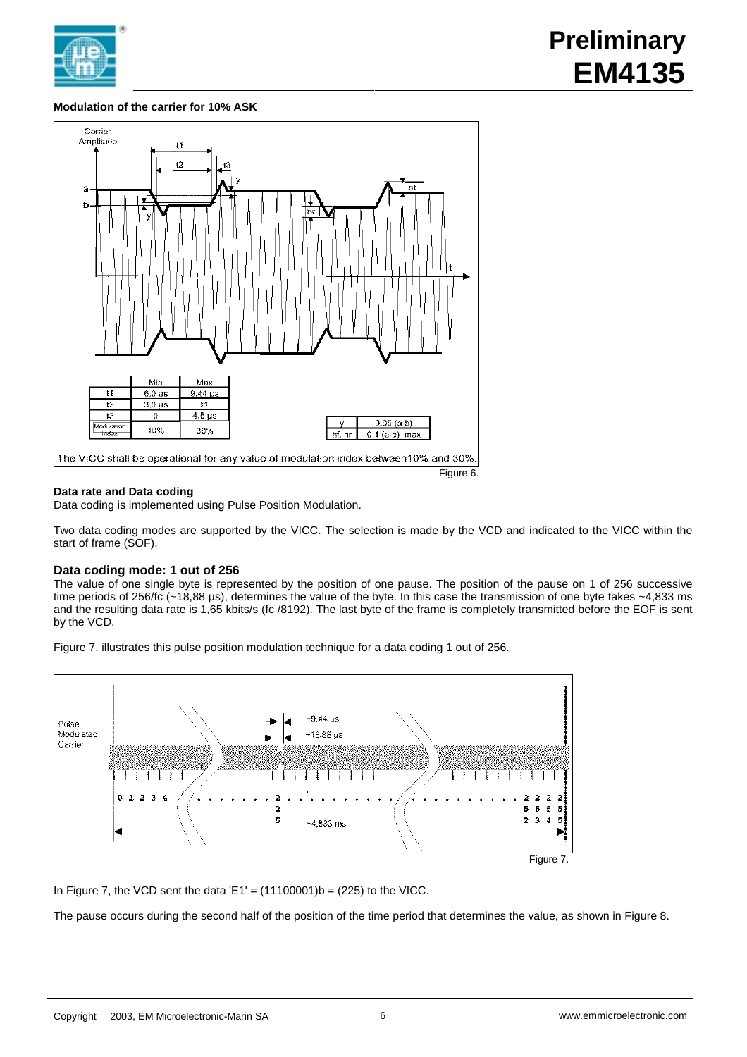**Modulation of the carrier for 10% ASK**

|  | Min | Max |
|---|---|---|
| t1 | 6,0 µs | 9,44 µs |
| t2 | 3,0 µs | t1 |
| t3 | 0 | 4,5 µs |
| Modulation index | 10% | 30% |

| y | 0,05 (a-b) |
|---|---|
| hf, hr | 0,1 (a-b) max |

The VICC shall be operational for any value of modulation index between10% and 30%.

Figure 6.

**Data rate and Data coding**

Data coding is implemented using Pulse Position Modulation.

Two data coding modes are supported by the VICC. The selection is made by the VCD and indicated to the VICC within the start of frame (SOF).

### Data coding mode: 1 out of 256

The value of one single byte is represented by the position of one pause. The position of the pause on 1 of 256 successive time periods of 256/fc (~18,88 µs), determines the value of the byte. In this case the transmission of one byte takes ~4,833 ms and the resulting data rate is 1,65 kbits/s (fc /8192). The last byte of the frame is completely transmitted before the EOF is sent by the VCD.

Figure 7. illustrates this pulse position modulation technique for a data coding 1 out of 256.

Figure 7.

In Figure 7, the VCD sent the data 'E1' = (11100001)b = (225) to the VICC.

The pause occurs during the second half of the position of the time period that determines the value, as shown in Figure 8.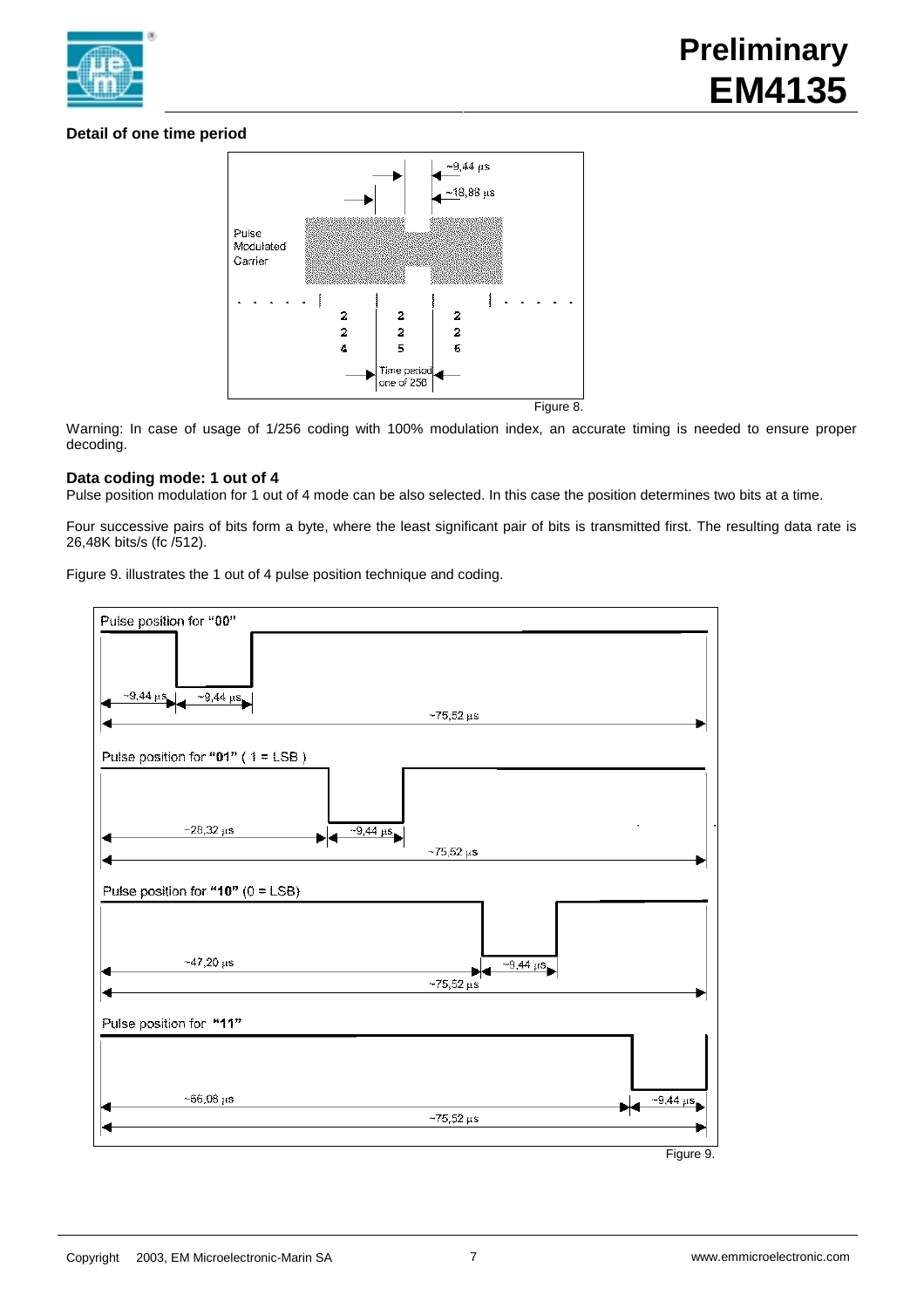### Detail of one time period

Figure 8.

Warning: In case of usage of 1/256 coding with 100% modulation index, an accurate timing is needed to ensure proper decoding.

### Data coding mode: 1 out of 4

Pulse position modulation for 1 out of 4 mode can be also selected. In this case the position determines two bits at a time.

Four successive pairs of bits form a byte, where the least significant pair of bits is transmitted first. The resulting data rate is 26,48K bits/s (fc /512).

Figure 9. illustrates the 1 out of 4 pulse position technique and coding.

Figure 9.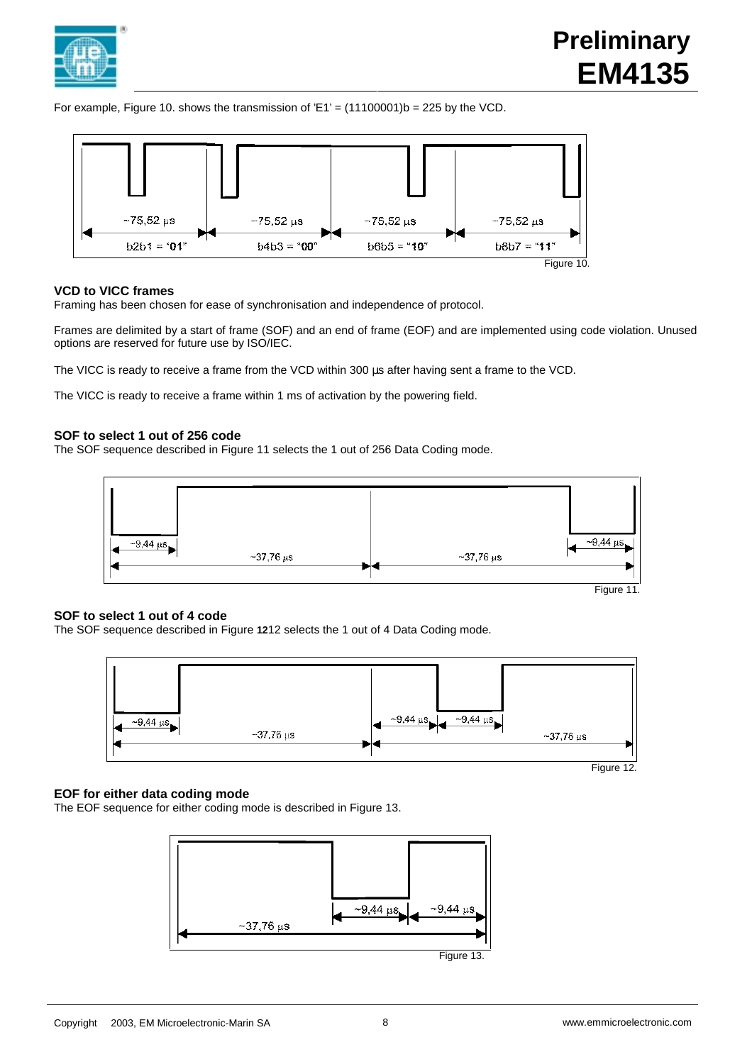For example, Figure 10. shows the transmission of 'E1' = (11100001)b = 225 by the VCD.

~75,52 µs ~75,52 µs ~75,52 µs ~75,52 µs

b2b1 = "01" b4b3 = "00" b6b5 = "10" b8b7 = "11"

Figure 10.

### VCD to VICC frames

Framing has been chosen for ease of synchronisation and independence of protocol.

Frames are delimited by a start of frame (SOF) and an end of frame (EOF) and are implemented using code violation. Unused options are reserved for future use by ISO/IEC.

The VICC is ready to receive a frame from the VCD within 300 µs after having sent a frame to the VCD.

The VICC is ready to receive a frame within 1 ms of activation by the powering field.

### SOF to select 1 out of 256 code

The SOF sequence described in Figure 11 selects the 1 out of 256 Data Coding mode.

~9,44 µs ~37,76 µs ~37,76 µs ~9,44 µs

Figure 11.

### SOF to select 1 out of 4 code

The SOF sequence described in Figure 1212 selects the 1 out of 4 Data Coding mode.

~9,44 µs ~37,76 µs ~9,44 µs ~9,44 µs ~37,76 µs

Figure 12.

### EOF for either data coding mode

The EOF sequence for either coding mode is described in Figure 13.

~9,44 µs ~9,44 µs ~37,76 µs

Figure 13.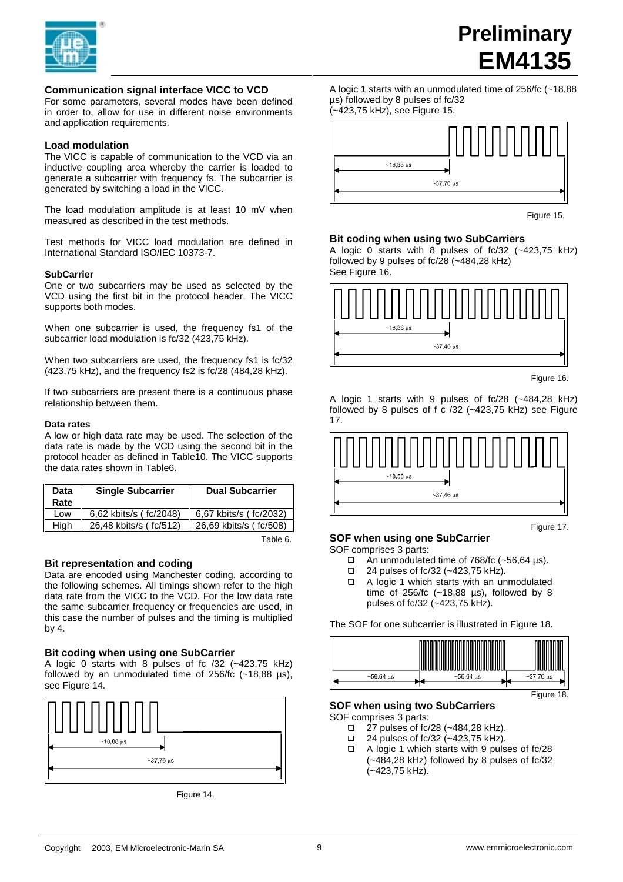## Communication signal interface VICC to VCD

For some parameters, several modes have been defined in order to, allow for use in different noise environments and application requirements.

### Load modulation

The VICC is capable of communication to the VCD via an inductive coupling area whereby the carrier is loaded to generate a subcarrier with frequency fs. The subcarrier is generated by switching a load in the VICC.

The load modulation amplitude is at least 10 mV when measured as described in the test methods.

Test methods for VICC load modulation are defined in International Standard ISO/IEC 10373-7.

#### SubCarrier

One or two subcarriers may be used as selected by the VCD using the first bit in the protocol header. The VICC supports both modes.

When one subcarrier is used, the frequency fs1 of the subcarrier load modulation is fc/32 (423,75 kHz).

When two subcarriers are used, the frequency fs1 is fc/32 (423,75 kHz), and the frequency fs2 is fc/28 (484,28 kHz).

If two subcarriers are present there is a continuous phase relationship between them.

#### Data rates

A low or high data rate may be used. The selection of the data rate is made by the VCD using the second bit in the protocol header as defined in Table10. The VICC supports the data rates shown in Table6.

| Data Rate | Single Subcarrier | Dual Subcarrier |
|---|---|---|
| Low | 6,62 kbits/s ( fc/2048) | 6,67 kbits/s ( fc/2032) |
| High | 26,48 kbits/s ( fc/512) | 26,69 kbits/s ( fc/508) |

Table 6.

### Bit representation and coding

Data are encoded using Manchester coding, according to the following schemes. All timings shown refer to the high data rate from the VICC to the VCD. For the low data rate the same subcarrier frequency or frequencies are used, in this case the number of pulses and the timing is multiplied by 4.

### Bit coding when using one SubCarrier

A logic 0 starts with 8 pulses of fc /32 (~423,75 kHz) followed by an unmodulated time of 256/fc (~18,88 µs), see Figure 14.

Figure 14.

A logic 1 starts with an unmodulated time of 256/fc (~18,88 µs) followed by 8 pulses of fc/32 (~423,75 kHz), see Figure 15.

Figure 15.

### Bit coding when using two SubCarriers

A logic 0 starts with 8 pulses of fc/32 (~423,75 kHz) followed by 9 pulses of fc/28 (~484,28 kHz) See Figure 16.

Figure 16.

A logic 1 starts with 9 pulses of fc/28 (~484,28 kHz) followed by 8 pulses of f c /32 (~423,75 kHz) see Figure 17.

Figure 17.

### SOF when using one SubCarrier

SOF comprises 3 parts:

- An unmodulated time of 768/fc (~56,64 µs).
- 24 pulses of fc/32 (~423,75 kHz).
- A logic 1 which starts with an unmodulated time of 256/fc (~18,88 µs), followed by 8 pulses of fc/32 (~423,75 kHz).

The SOF for one subcarrier is illustrated in Figure 18.

Figure 18.

### SOF when using two SubCarriers

SOF comprises 3 parts:

- 27 pulses of fc/28 (~484,28 kHz).
- 24 pulses of fc/32 (~423,75 kHz).
- A logic 1 which starts with 9 pulses of fc/28 (~484,28 kHz) followed by 8 pulses of fc/32 (~423,75 kHz).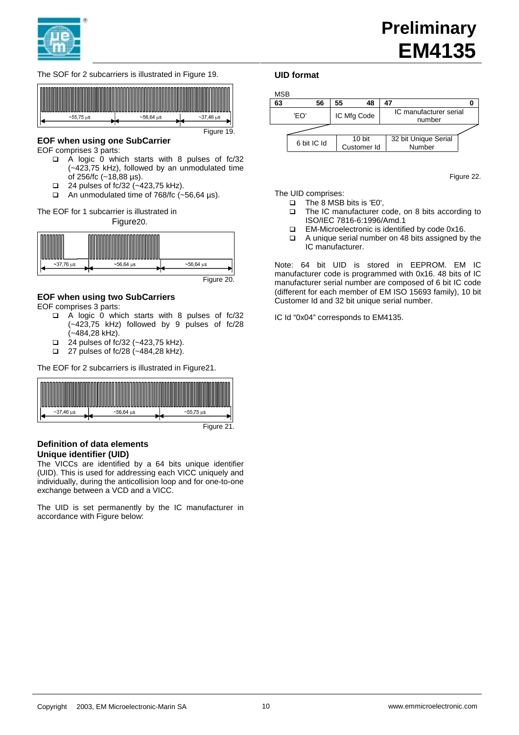The SOF for 2 subcarriers is illustrated in Figure 19.

~55,75 µs ~56,64 µs ~37,46 µs

Figure 19.

### EOF when using one SubCarrier

EOF comprises 3 parts:

- A logic 0 which starts with 8 pulses of fc/32 (~423,75 kHz), followed by an unmodulated time of 256/fc (~18,88 µs).
- 24 pulses of fc/32 (~423,75 kHz).
- An unmodulated time of 768/fc (~56,64 µs).

The EOF for 1 subcarrier is illustrated in Figure20.

~37,76 µs ~56,64 µs ~56,64 µs

Figure 20.

### EOF when using two SubCarriers

EOF comprises 3 parts:

- A logic 0 which starts with 8 pulses of fc/32 (~423,75 kHz) followed by 9 pulses of fc/28 (~484,28 kHz).
- 24 pulses of fc/32 (~423,75 kHz).
- 27 pulses of fc/28 (~484,28 kHz).

The EOF for 2 subcarriers is illustrated in Figure21.

~37,46 µs ~56,64 µs ~55,75 µs

Figure 21.

### Definition of data elements

### Unique identifier (UID)

The VICCs are identified by a 64 bits unique identifier (UID). This is used for addressing each VICC uniquely and individually, during the anticollision loop and for one-to-one exchange between a VCD and a VICC.

The UID is set permanently by the IC manufacturer in accordance with Figure below:

### UID format

MSB

| 63 56 | 55 48 | 47 0 |
|---|---|---|
| 'EO' | IC Mfg Code | IC manufacturer serial number |

| 6 bit IC Id | 10 bit Customer Id | 32 bit Unique Serial Number |
|---|---|---|

Figure 22.

The UID comprises:

- The 8 MSB bits is 'E0',
- The IC manufacturer code, on 8 bits according to ISO/IEC 7816-6:1996/Amd.1
- EM-Microelectronic is identified by code 0x16.
- A unique serial number on 48 bits assigned by the IC manufacturer.

Note: 64 bit UID is stored in EEPROM. EM IC manufacturer code is programmed with 0x16. 48 bits of IC manufacturer serial number are composed of 6 bit IC code (different for each member of EM ISO 15693 family), 10 bit Customer Id and 32 bit unique serial number.

IC Id “0x04” corresponds to EM4135.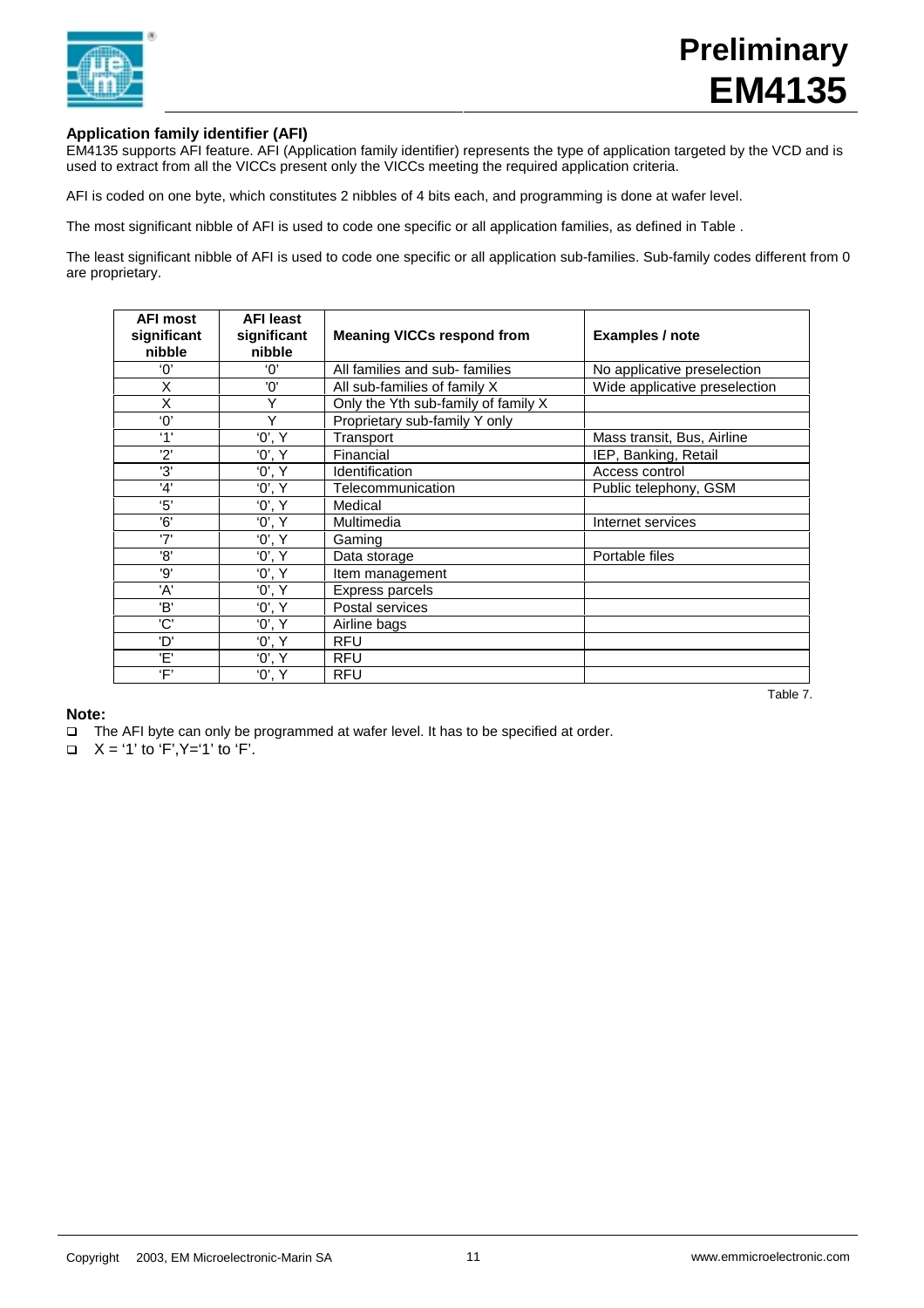### Application family identifier (AFI)

EM4135 supports AFI feature. AFI (Application family identifier) represents the type of application targeted by the VCD and is used to extract from all the VICCs present only the VICCs meeting the required application criteria.

AFI is coded on one byte, which constitutes 2 nibbles of 4 bits each, and programming is done at wafer level.

The most significant nibble of AFI is used to code one specific or all application families, as defined in Table .

The least significant nibble of AFI is used to code one specific or all application sub-families. Sub-family codes different from 0 are proprietary.

| AFI most significant nibble | AFI least significant nibble | Meaning VICCs respond from | Examples / note |
|---|---|---|---|
| '0' | '0' | All families and sub- families | No applicative preselection |
| X | '0' | All sub-families of family X | Wide applicative preselection |
| X | Y | Only the Yth sub-family of family X | |
| '0' | Y | Proprietary sub-family Y only | |
| '1' | '0', Y | Transport | Mass transit, Bus, Airline |
| '2' | '0', Y | Financial | IEP, Banking, Retail |
| '3' | '0', Y | Identification | Access control |
| '4' | '0', Y | Telecommunication | Public telephony, GSM |
| '5' | '0', Y | Medical | |
| '6' | '0', Y | Multimedia | Internet services |
| '7' | '0', Y | Gaming | |
| '8' | '0', Y | Data storage | Portable files |
| '9' | '0', Y | Item management | |
| 'A' | '0', Y | Express parcels | |
| 'B' | '0', Y | Postal services | |
| 'C' | '0', Y | Airline bags | |
| 'D' | '0', Y | RFU | |
| 'E' | '0', Y | RFU | |
| 'F' | '0', Y | RFU | |

Table 7.

**Note:**

- The AFI byte can only be programmed at wafer level. It has to be specified at order.
- X = '1' to 'F',Y='1' to 'F'.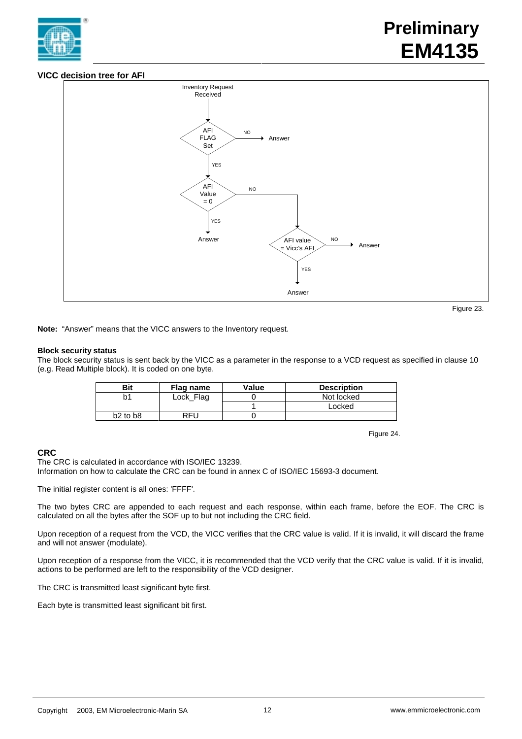**VICC decision tree for AFI**

Inventory Request Received

AFI FLAG Set — NO → Answer

YES

AFI Value = 0 — NO → AFI value = Vicc's AFI — NO → Answer

YES → Answer

YES → Answer

Figure 23.

**Note:** "Answer" means that the VICC answers to the Inventory request.

**Block security status**

The block security status is sent back by the VICC as a parameter in the response to a VCD request as specified in clause 10 (e.g. Read Multiple block). It is coded on one byte.

| Bit | Flag name | Value | Description |
|---|---|---|---|
| b1 | Lock_Flag | 0 | Not locked |
| | | 1 | Locked |
| b2 to b8 | RFU | 0 | |

Figure 24.

**CRC**

The CRC is calculated in accordance with ISO/IEC 13239.
Information on how to calculate the CRC can be found in annex C of ISO/IEC 15693-3 document.

The initial register content is all ones: 'FFFF'.

The two bytes CRC are appended to each request and each response, within each frame, before the EOF. The CRC is calculated on all the bytes after the SOF up to but not including the CRC field.

Upon reception of a request from the VCD, the VICC verifies that the CRC value is valid. If it is invalid, it will discard the frame and will not answer (modulate).

Upon reception of a response from the VICC, it is recommended that the VCD verify that the CRC value is valid. If it is invalid, actions to be performed are left to the responsibility of the VCD designer.

The CRC is transmitted least significant byte first.

Each byte is transmitted least significant bit first.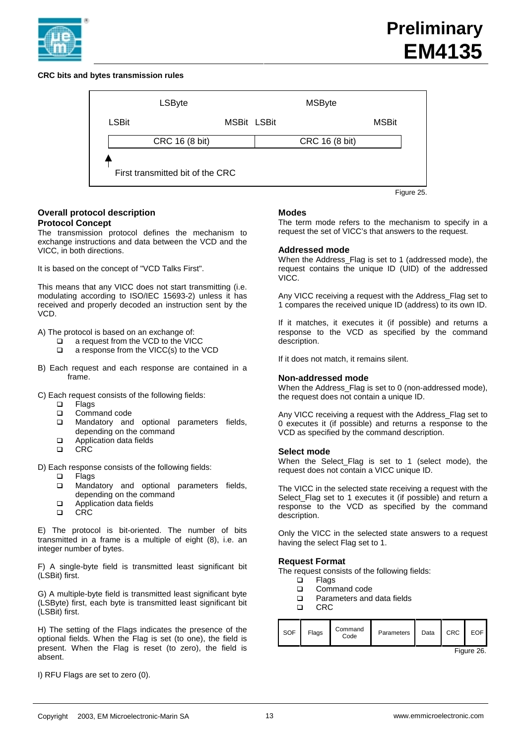**CRC bits and bytes transmission rules**

| LSByte | | MSByte | |
|---|---|---|---|
| LSBit | MSBit | LSBit | MSBit |
| CRC 16 (8 bit) | | CRC 16 (8 bit) | |

First transmitted bit of the CRC

Figure 25.

## Overall protocol description

### Protocol Concept

The transmission protocol defines the mechanism to exchange instructions and data between the VCD and the VICC, in both directions.

It is based on the concept of "VCD Talks First".

This means that any VICC does not start transmitting (i.e. modulating according to ISO/IEC 15693-2) unless it has received and properly decoded an instruction sent by the VCD.

A) The protocol is based on an exchange of:

- a request from the VCD to the VICC
- a response from the VICC(s) to the VCD

B) Each request and each response are contained in a frame.

C) Each request consists of the following fields:

- Flags
- Command code
- Mandatory and optional parameters fields, depending on the command
- Application data fields
- CRC

D) Each response consists of the following fields:

- Flags
- Mandatory and optional parameters fields, depending on the command
- Application data fields
- CRC

E) The protocol is bit-oriented. The number of bits transmitted in a frame is a multiple of eight (8), i.e. an integer number of bytes.

F) A single-byte field is transmitted least significant bit (LSBit) first.

G) A multiple-byte field is transmitted least significant byte (LSByte) first, each byte is transmitted least significant bit (LSBit) first.

H) The setting of the Flags indicates the presence of the optional fields. When the Flag is set (to one), the field is present. When the Flag is reset (to zero), the field is absent.

I) RFU Flags are set to zero (0).

### Modes

The term mode refers to the mechanism to specify in a request the set of VICC's that answers to the request.

### Addressed mode

When the Address_Flag is set to 1 (addressed mode), the request contains the unique ID (UID) of the addressed VICC.

Any VICC receiving a request with the Address_Flag set to 1 compares the received unique ID (address) to its own ID.

If it matches, it executes it (if possible) and returns a response to the VCD as specified by the command description.

If it does not match, it remains silent.

### Non-addressed mode

When the Address_Flag is set to 0 (non-addressed mode), the request does not contain a unique ID.

Any VICC receiving a request with the Address_Flag set to 0 executes it (if possible) and returns a response to the VCD as specified by the command description.

### Select mode

When the Select_Flag is set to 1 (select mode), the request does not contain a VICC unique ID.

The VICC in the selected state receiving a request with the Select_Flag set to 1 executes it (if possible) and return a response to the VCD as specified by the command description.

Only the VICC in the selected state answers to a request having the select Flag set to 1.

### Request Format

The request consists of the following fields:

- Flags
- Command code
- Parameters and data fields
- CRC

| SOF | Flags | Command Code | Parameters | Data | CRC | EOF |
|---|---|---|---|---|---|---|

Figure 26.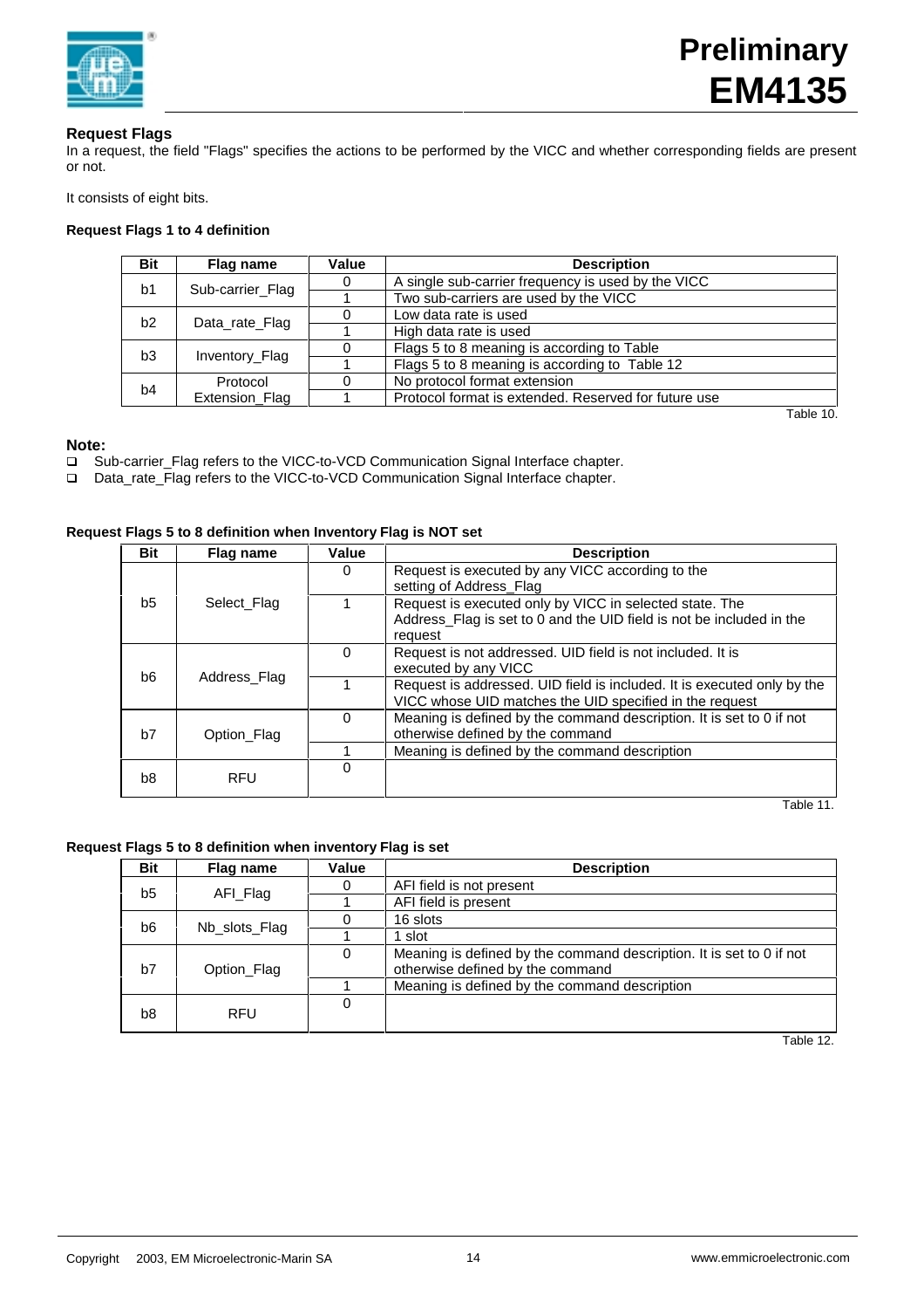### Request Flags

In a request, the field "Flags" specifies the actions to be performed by the VICC and whether corresponding fields are present or not.

It consists of eight bits.

**Request Flags 1 to 4 definition**

| Bit | Flag name | Value | Description |
|---|---|---|---|
| b1 | Sub-carrier_Flag | 0 | A single sub-carrier frequency is used by the VICC |
| | | 1 | Two sub-carriers are used by the VICC |
| b2 | Data_rate_Flag | 0 | Low data rate is used |
| | | 1 | High data rate is used |
| b3 | Inventory_Flag | 0 | Flags 5 to 8 meaning is according to Table |
| | | 1 | Flags 5 to 8 meaning is according to Table 12 |
| b4 | Protocol Extension_Flag | 0 | No protocol format extension |
| | | 1 | Protocol format is extended. Reserved for future use |

Table 10.

**Note:**

- Sub-carrier_Flag refers to the VICC-to-VCD Communication Signal Interface chapter.
- Data_rate_Flag refers to the VICC-to-VCD Communication Signal Interface chapter.

**Request Flags 5 to 8 definition when Inventory Flag is NOT set**

| Bit | Flag name | Value | Description |
|---|---|---|---|
| b5 | Select_Flag | 0 | Request is executed by any VICC according to the setting of Address_Flag |
| | | 1 | Request is executed only by VICC in selected state. The Address_Flag is set to 0 and the UID field is not be included in the request |
| b6 | Address_Flag | 0 | Request is not addressed. UID field is not included. It is executed by any VICC |
| | | 1 | Request is addressed. UID field is included. It is executed only by the VICC whose UID matches the UID specified in the request |
| b7 | Option_Flag | 0 | Meaning is defined by the command description. It is set to 0 if not otherwise defined by the command |
| | | 1 | Meaning is defined by the command description |
| b8 | RFU | 0 | |

Table 11.

**Request Flags 5 to 8 definition when inventory Flag is set**

| Bit | Flag name | Value | Description |
|---|---|---|---|
| b5 | AFI_Flag | 0 | AFI field is not present |
| | | 1 | AFI field is present |
| b6 | Nb_slots_Flag | 0 | 16 slots |
| | | 1 | 1 slot |
| b7 | Option_Flag | 0 | Meaning is defined by the command description. It is set to 0 if not otherwise defined by the command |
| | | 1 | Meaning is defined by the command description |
| b8 | RFU | 0 | |

Table 12.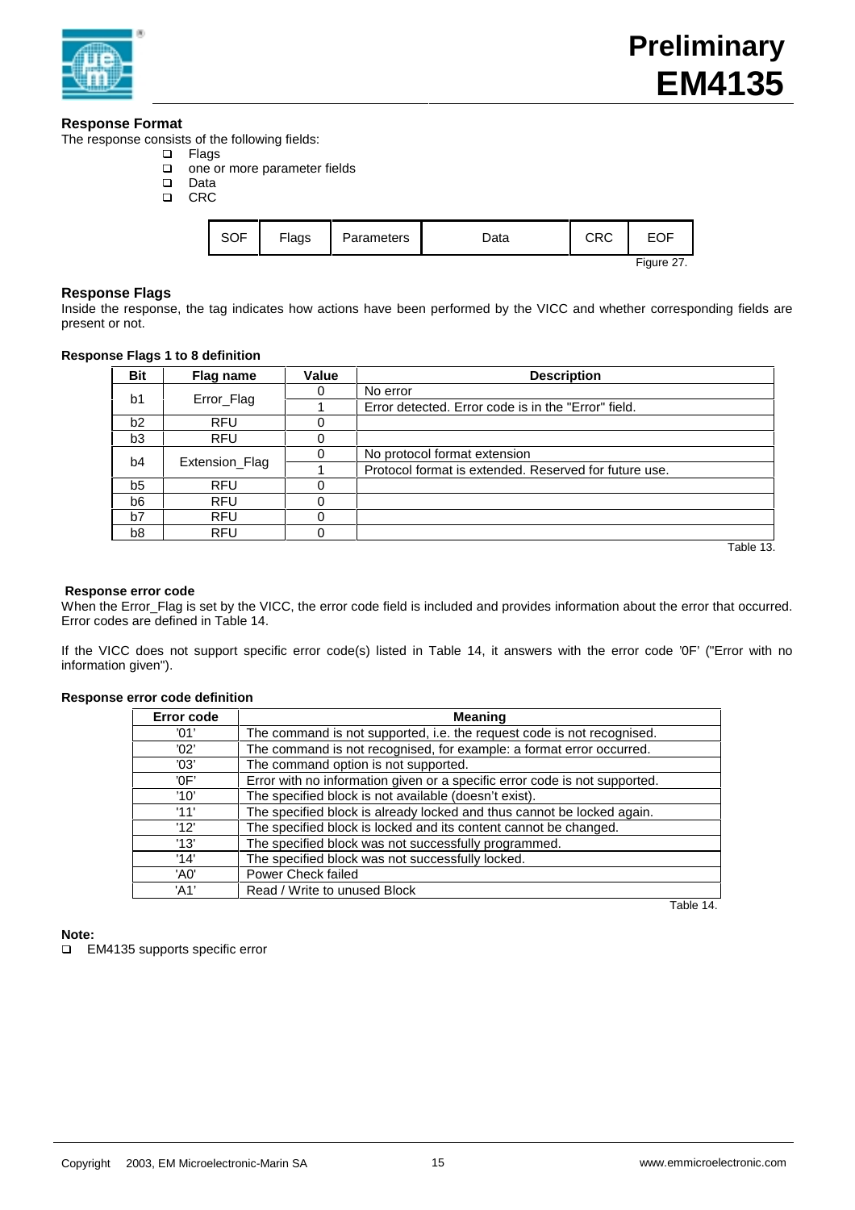### Response Format

The response consists of the following fields:

- Flags
- one or more parameter fields
- Data
- CRC

| SOF | Flags | Parameters | Data | CRC | EOF |
|---|---|---|---|---|---|

Figure 27.

### Response Flags

Inside the response, the tag indicates how actions have been performed by the VICC and whether corresponding fields are present or not.

**Response Flags 1 to 8 definition**

| Bit | Flag name | Value | Description |
|---|---|---|---|
| b1 | Error_Flag | 0 | No error |
| | | 1 | Error detected. Error code is in the "Error" field. |
| b2 | RFU | 0 | |
| b3 | RFU | 0 | |
| b4 | Extension_Flag | 0 | No protocol format extension |
| | | 1 | Protocol format is extended. Reserved for future use. |
| b5 | RFU | 0 | |
| b6 | RFU | 0 | |
| b7 | RFU | 0 | |
| b8 | RFU | 0 | |

Table 13.

**Response error code**

When the Error_Flag is set by the VICC, the error code field is included and provides information about the error that occurred. Error codes are defined in Table 14.

If the VICC does not support specific error code(s) listed in Table 14, it answers with the error code '0F' ("Error with no information given").

**Response error code definition**

| Error code | Meaning |
|---|---|
| '01' | The command is not supported, i.e. the request code is not recognised. |
| '02' | The command is not recognised, for example: a format error occurred. |
| '03' | The command option is not supported. |
| '0F' | Error with no information given or a specific error code is not supported. |
| '10' | The specified block is not available (doesn't exist). |
| '11' | The specified block is already locked and thus cannot be locked again. |
| '12' | The specified block is locked and its content cannot be changed. |
| '13' | The specified block was not successfully programmed. |
| '14' | The specified block was not successfully locked. |
| 'A0' | Power Check failed |
| 'A1' | Read / Write to unused Block |

Table 14.

**Note:**

- EM4135 supports specific error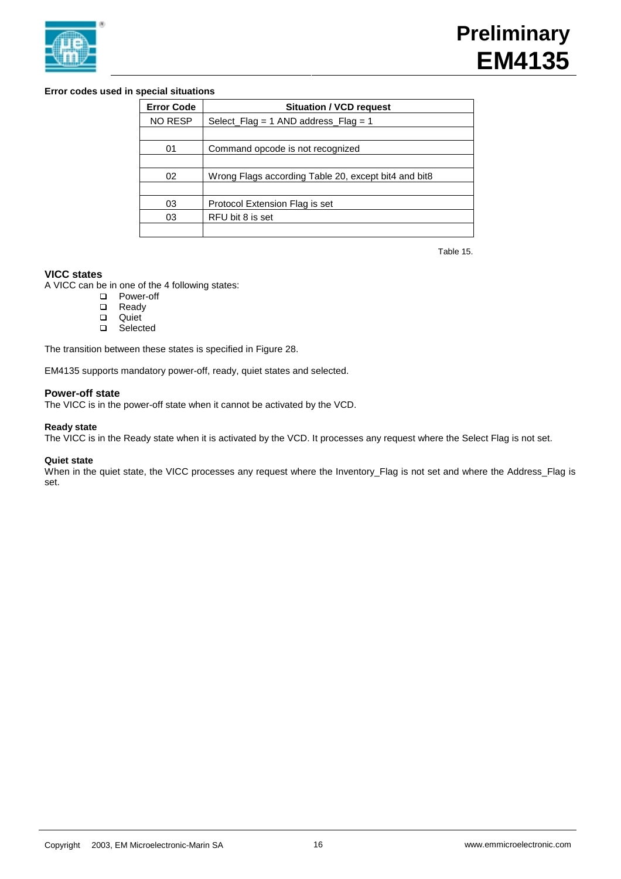**Error codes used in special situations**

| Error Code | Situation / VCD request |
|---|---|
| NO RESP | Select_Flag = 1 AND address_Flag = 1 |
| | |
| 01 | Command opcode is not recognized |
| | |
| 02 | Wrong Flags according Table 20, except bit4 and bit8 |
| | |
| 03 | Protocol Extension Flag is set |
| 03 | RFU bit 8 is set |
| | |

Table 15.

## VICC states

A VICC can be in one of the 4 following states:

- Power-off
- Ready
- Quiet
- Selected

The transition between these states is specified in Figure 28.

EM4135 supports mandatory power-off, ready, quiet states and selected.

## Power-off state

The VICC is in the power-off state when it cannot be activated by the VCD.

### Ready state

The VICC is in the Ready state when it is activated by the VCD. It processes any request where the Select Flag is not set.

### Quiet state

When in the quiet state, the VICC processes any request where the Inventory_Flag is not set and where the Address_Flag is set.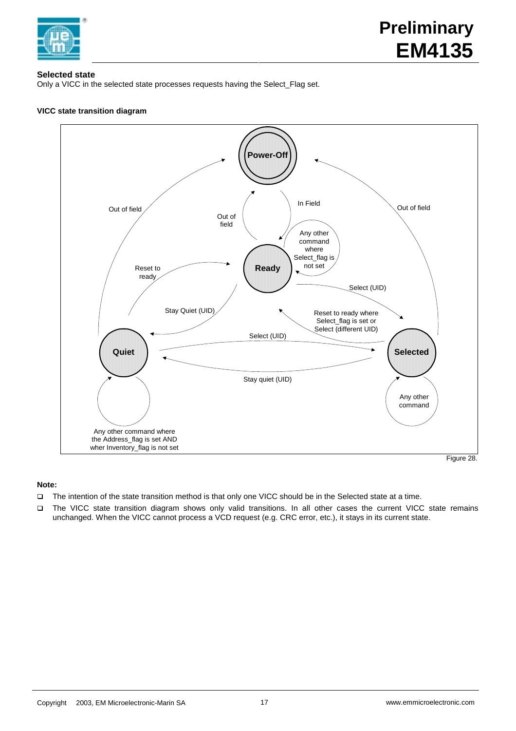### Selected state

Only a VICC in the selected state processes requests having the Select_Flag set.

#### VICC state transition diagram

Power-Off

Ready

Quiet

Selected

In Field

Out of field

Out of field

Out of field

Any other command where Select_flag is not set

Reset to ready

Stay Quiet (UID)

Select (UID)

Reset to ready where Select_flag is set or Select (different UID)

Select (UID)

Stay quiet (UID)

Any other command

Any other command where the Address_flag is set AND wher Inventory_flag is not set

Figure 28.

**Note:**

- The intention of the state transition method is that only one VICC should be in the Selected state at a time.
- The VICC state transition diagram shows only valid transitions. In all other cases the current VICC state remains unchanged. When the VICC cannot process a VCD request (e.g. CRC error, etc.), it stays in its current state.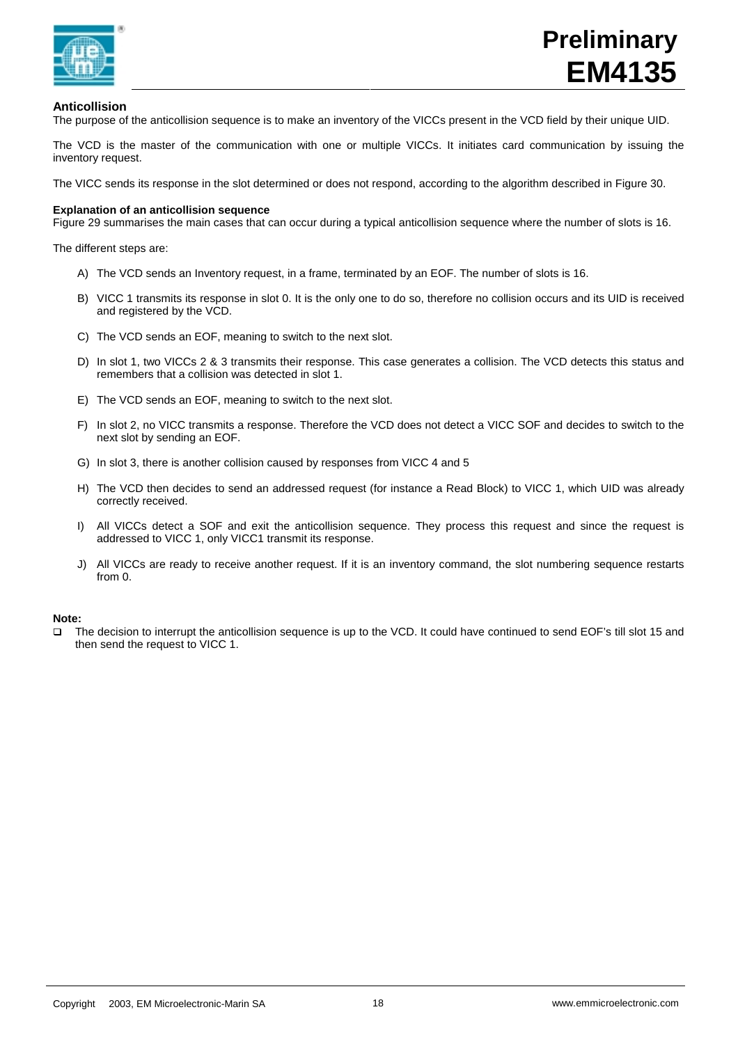## Anticollision

The purpose of the anticollision sequence is to make an inventory of the VICCs present in the VCD field by their unique UID.

The VCD is the master of the communication with one or multiple VICCs. It initiates card communication by issuing the inventory request.

The VICC sends its response in the slot determined or does not respond, according to the algorithm described in Figure 30.

### Explanation of an anticollision sequence

Figure 29 summarises the main cases that can occur during a typical anticollision sequence where the number of slots is 16.

The different steps are:

A) The VCD sends an Inventory request, in a frame, terminated by an EOF. The number of slots is 16.

B) VICC 1 transmits its response in slot 0. It is the only one to do so, therefore no collision occurs and its UID is received and registered by the VCD.

C) The VCD sends an EOF, meaning to switch to the next slot.

D) In slot 1, two VICCs 2 & 3 transmits their response. This case generates a collision. The VCD detects this status and remembers that a collision was detected in slot 1.

E) The VCD sends an EOF, meaning to switch to the next slot.

F) In slot 2, no VICC transmits a response. Therefore the VCD does not detect a VICC SOF and decides to switch to the next slot by sending an EOF.

G) In slot 3, there is another collision caused by responses from VICC 4 and 5

H) The VCD then decides to send an addressed request (for instance a Read Block) to VICC 1, which UID was already correctly received.

I) All VICCs detect a SOF and exit the anticollision sequence. They process this request and since the request is addressed to VICC 1, only VICC1 transmit its response.

J) All VICCs are ready to receive another request. If it is an inventory command, the slot numbering sequence restarts from 0.

**Note:**

- The decision to interrupt the anticollision sequence is up to the VCD. It could have continued to send EOF's till slot 15 and then send the request to VICC 1.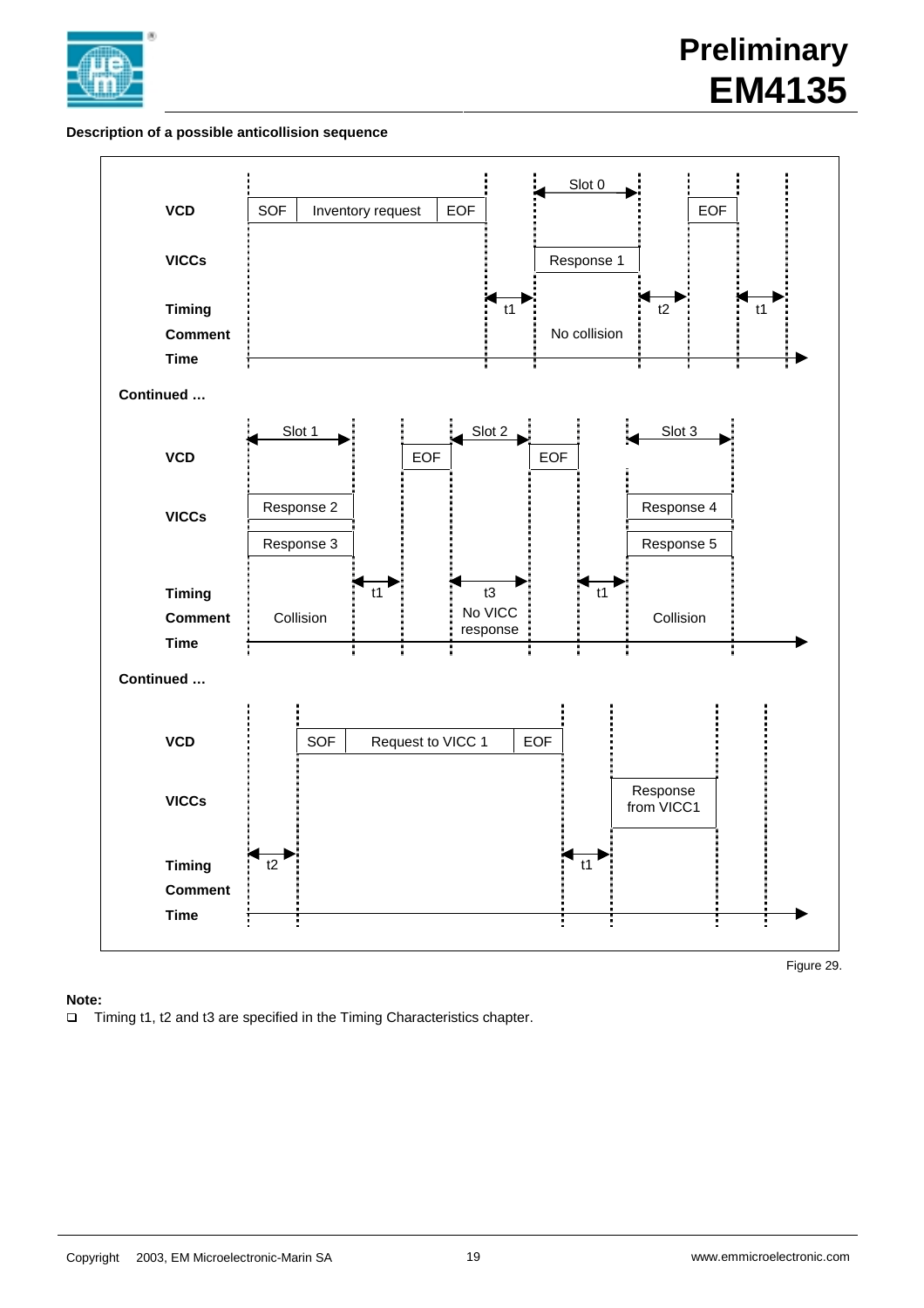**Description of a possible anticollision sequence**

| | | | | | | |
|---|---|---|---|---|---|---|
| **VCD** | SOF / Inventory request / EOF | | Slot 0 | | EOF | |
| **VICCs** | | | Response 1 | | | |
| **Timing** | | t1 | | t2 | | t1 |
| **Comment** | | | No collision | | | |
| **Time** | | | | | | |

**Continued …**

| | | | | | | | | |
|---|---|---|---|---|---|---|---|---|
| **VCD** | Slot 1 | | EOF | Slot 2 | EOF | | Slot 3 | |
| **VICCs** | Response 2 / Response 3 | | | | | | Response 4 / Response 5 | |
| **Timing** | | t1 | | t3 | | t1 | | |
| **Comment** | Collision | | | No VICC response | | | Collision | |
| **Time** | | | | | | | | |

**Continued …**

| | | | | | |
|---|---|---|---|---|---|
| **VCD** | | SOF / Request to VICC 1 / EOF | | | |
| **VICCs** | | | | Response from VICC1 | |
| **Timing** | t2 | | t1 | | |
| **Comment** | | | | | |
| **Time** | | | | | |

Figure 29.

**Note:**

- Timing t1, t2 and t3 are specified in the Timing Characteristics chapter.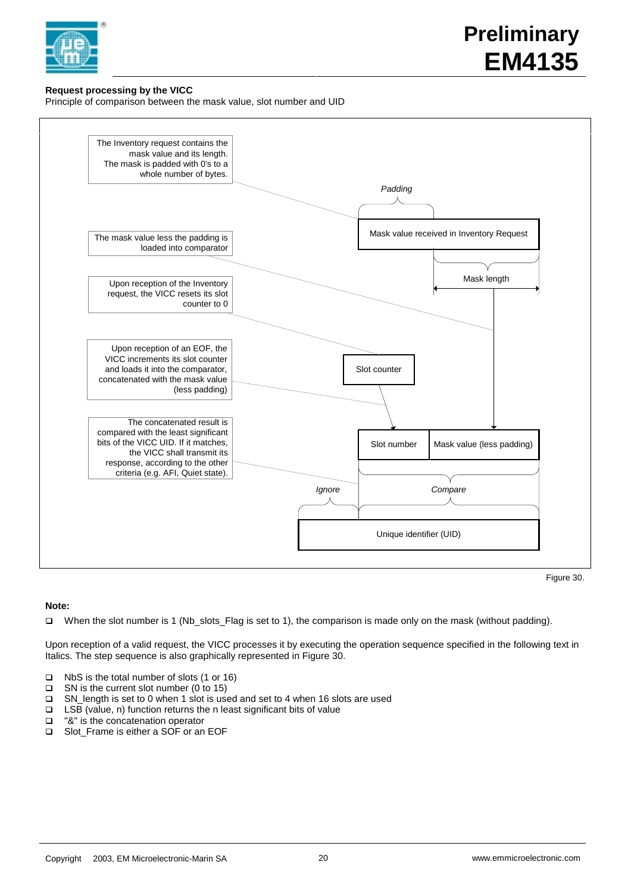**Request processing by the VICC**

Principle of comparison between the mask value, slot number and UID

The Inventory request contains the mask value and its length. The mask is padded with 0's to a whole number of bytes.

Padding

Mask value received in Inventory Request

The mask value less the padding is loaded into comparator

Mask length

Upon reception of the Inventory request, the VICC resets its slot counter to 0

Slot counter

Upon reception of an EOF, the VICC increments its slot counter and loads it into the comparator, concatenated with the mask value (less padding)

The concatenated result is compared with the least significant bits of the VICC UID. If it matches, the VICC shall transmit its response, according to the other criteria (e.g. AFI, Quiet state).

Slot number | Mask value (less padding)

Ignore | Compare

Unique identifier (UID)

Figure 30.

**Note:**

- When the slot number is 1 (Nb_slots_Flag is set to 1), the comparison is made only on the mask (without padding).

Upon reception of a valid request, the VICC processes it by executing the operation sequence specified in the following text in Italics. The step sequence is also graphically represented in Figure 30.

- NbS is the total number of slots (1 or 16)
- SN is the current slot number (0 to 15)
- SN_length is set to 0 when 1 slot is used and set to 4 when 16 slots are used
- LSB (value, n) function returns the n least significant bits of value
- "&" is the concatenation operator
- Slot_Frame is either a SOF or an EOF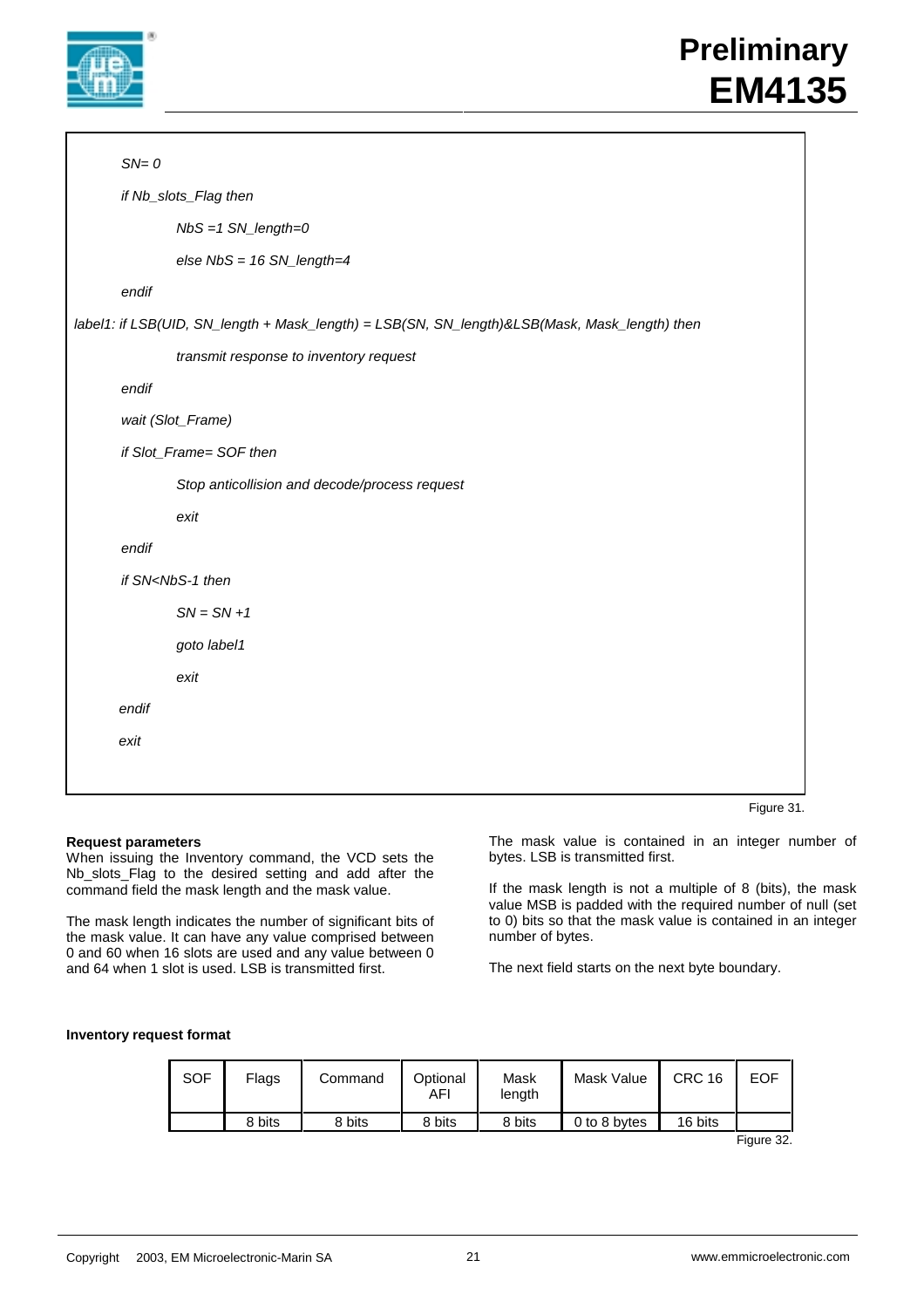```
SN= 0
if Nb_slots_Flag then
        NbS =1 SN_length=0
        else NbS = 16 SN_length=4
endif
label1: if LSB(UID, SN_length + Mask_length) = LSB(SN, SN_length)&LSB(Mask, Mask_length) then
        transmit response to inventory request
endif
wait (Slot_Frame)
if Slot_Frame= SOF then
        Stop anticollision and decode/process request
        exit
endif
if SN<NbS-1 then
        SN = SN +1
        goto label1
        exit
endif
exit
```

Figure 31.

**Request parameters**

When issuing the Inventory command, the VCD sets the Nb_slots_Flag to the desired setting and add after the command field the mask length and the mask value.

The mask length indicates the number of significant bits of the mask value. It can have any value comprised between 0 and 60 when 16 slots are used and any value between 0 and 64 when 1 slot is used. LSB is transmitted first.

The mask value is contained in an integer number of bytes. LSB is transmitted first.

If the mask length is not a multiple of 8 (bits), the mask value MSB is padded with the required number of null (set to 0) bits so that the mask value is contained in an integer number of bytes.

The next field starts on the next byte boundary.

**Inventory request format**

| SOF | Flags | Command | Optional AFI | Mask length | Mask Value | CRC 16 | EOF |
|---|---|---|---|---|---|---|---|
| | 8 bits | 8 bits | 8 bits | 8 bits | 0 to 8 bytes | 16 bits | |

Figure 32.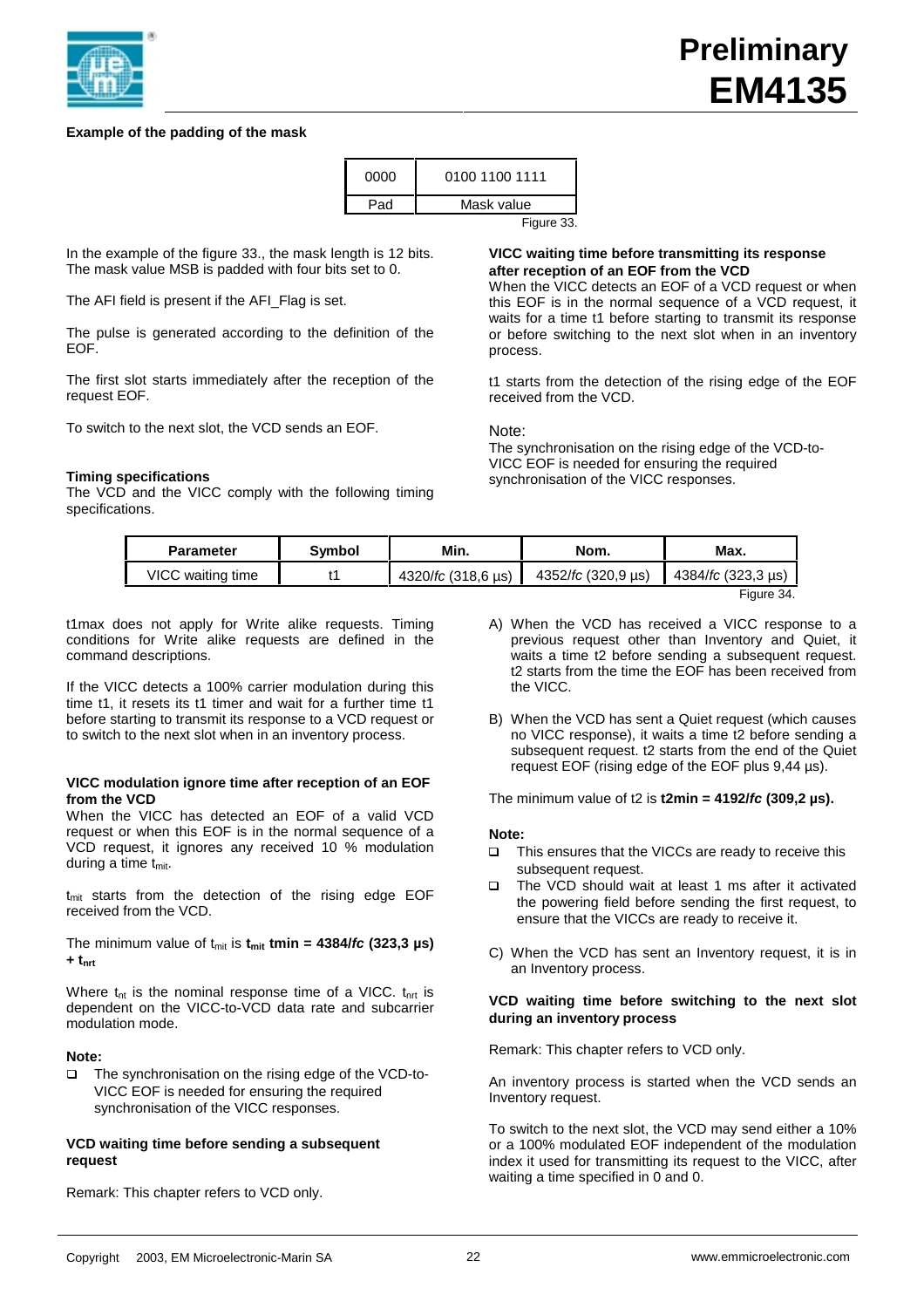**Example of the padding of the mask**

| 0000 | 0100 1100 1111 |
|---|---|
| Pad | Mask value |

Figure 33.

In the example of the figure 33., the mask length is 12 bits. The mask value MSB is padded with four bits set to 0.

The AFI field is present if the AFI_Flag is set.

The pulse is generated according to the definition of the EOF.

The first slot starts immediately after the reception of the request EOF.

To switch to the next slot, the VCD sends an EOF.

**Timing specifications**

The VCD and the VICC comply with the following timing specifications.

**VICC waiting time before transmitting its response after reception of an EOF from the VCD**

When the VICC detects an EOF of a VCD request or when this EOF is in the normal sequence of a VCD request, it waits for a time t1 before starting to transmit its response or before switching to the next slot when in an inventory process.

t1 starts from the detection of the rising edge of the EOF received from the VCD.

Note:
The synchronisation on the rising edge of the VCD-to-VICC EOF is needed for ensuring the required synchronisation of the VICC responses.

| Parameter | Symbol | Min. | Nom. | Max. |
|---|---|---|---|---|
| VICC waiting time | t1 | 4320/*fc* (318,6 µs) | 4352/*fc* (320,9 µs) | 4384/*fc* (323,3 µs) |

Figure 34.

t1max does not apply for Write alike requests. Timing conditions for Write alike requests are defined in the command descriptions.

If the VICC detects a 100% carrier modulation during this time t1, it resets its t1 timer and wait for a further time t1 before starting to transmit its response to a VCD request or to switch to the next slot when in an inventory process.

**VICC modulation ignore time after reception of an EOF from the VCD**

When the VICC has detected an EOF of a valid VCD request or when this EOF is in the normal sequence of a VCD request, it ignores any received 10 % modulation during a time $t_{mit}$.

$t_{mit}$ starts from the detection of the rising edge EOF received from the VCD.

The minimum value of $t_{mit}$ is **$t_{mit}$ tmin = 4384/*fc* (323,3 µs) + $t_{nrt}$**

Where $t_{nt}$ is the nominal response time of a VICC. $t_{nrt}$ is dependent on the VICC-to-VCD data rate and subcarrier modulation mode.

**Note:**

- The synchronisation on the rising edge of the VCD-to-VICC EOF is needed for ensuring the required synchronisation of the VICC responses.

**VCD waiting time before sending a subsequent request**

Remark: This chapter refers to VCD only.

A) When the VCD has received a VICC response to a previous request other than Inventory and Quiet, it waits a time t2 before sending a subsequent request. t2 starts from the time the EOF has been received from the VICC.

B) When the VCD has sent a Quiet request (which causes no VICC response), it waits a time t2 before sending a subsequent request. t2 starts from the end of the Quiet request EOF (rising edge of the EOF plus 9,44 µs).

The minimum value of t2 is **t2min = 4192/*fc* (309,2 µs).**

**Note:**

- This ensures that the VICCs are ready to receive this subsequent request.
- The VCD should wait at least 1 ms after it activated the powering field before sending the first request, to ensure that the VICCs are ready to receive it.

C) When the VCD has sent an Inventory request, it is in an Inventory process.

**VCD waiting time before switching to the next slot during an inventory process**

Remark: This chapter refers to VCD only.

An inventory process is started when the VCD sends an Inventory request.

To switch to the next slot, the VCD may send either a 10% or a 100% modulated EOF independent of the modulation index it used for transmitting its request to the VICC, after waiting a time specified in 0 and 0.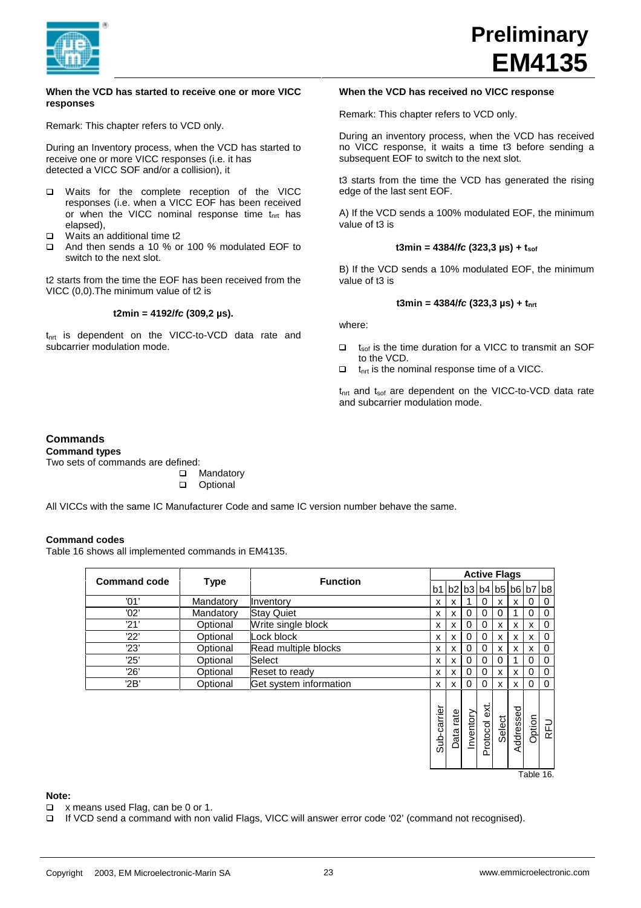**When the VCD has started to receive one or more VICC responses**

Remark: This chapter refers to VCD only.

During an Inventory process, when the VCD has started to receive one or more VICC responses (i.e. it has detected a VICC SOF and/or a collision), it

- Waits for the complete reception of the VICC responses (i.e. when a VICC EOF has been received or when the VICC nominal response time $t_{nrt}$ has elapsed),
- Waits an additional time t2
- And then sends a 10 % or 100 % modulated EOF to switch to the next slot.

t2 starts from the time the EOF has been received from the VICC (0,0).The minimum value of t2 is

**t2min = 4192/*fc* (309,2 µs).**

$t_{nrt}$ is dependent on the VICC-to-VCD data rate and subcarrier modulation mode.

**When the VCD has received no VICC response**

Remark: This chapter refers to VCD only.

During an inventory process, when the VCD has received no VICC response, it waits a time t3 before sending a subsequent EOF to switch to the next slot.

t3 starts from the time the VCD has generated the rising edge of the last sent EOF.

A) If the VCD sends a 100% modulated EOF, the minimum value of t3 is

**t3min = 4384/*fc* (323,3 µs) + $t_{sof}$**

B) If the VCD sends a 10% modulated EOF, the minimum value of t3 is

**t3min = 4384/*fc* (323,3 µs) + $t_{nrt}$**

where:

- $t_{sof}$ is the time duration for a VICC to transmit an SOF to the VCD.
- $t_{nrt}$ is the nominal response time of a VICC.

$t_{nrt}$ and $t_{sof}$ are dependent on the VICC-to-VCD data rate and subcarrier modulation mode.

## Commands

### Command types

Two sets of commands are defined:

- Mandatory
- Optional

All VICCs with the same IC Manufacturer Code and same IC version number behave the same.

### Command codes

Table 16 shows all implemented commands in EM4135.

| Command code | Type | Function | Active Flags | | | | | | | |
|---|---|---|---|---|---|---|---|---|---|---|
| | | | b1 | b2 | b3 | b4 | b5 | b6 | b7 | b8 |
| '01' | Mandatory | Inventory | x | x | 1 | 0 | x | x | 0 | 0 |
| '02' | Mandatory | Stay Quiet | x | x | 0 | 0 | 0 | 1 | 0 | 0 |
| '21' | Optional | Write single block | x | x | 0 | 0 | x | x | x | 0 |
| '22' | Optional | Lock block | x | x | 0 | 0 | x | x | x | 0 |
| '23' | Optional | Read multiple blocks | x | x | 0 | 0 | x | x | x | 0 |
| '25' | Optional | Select | x | x | 0 | 0 | 0 | 1 | 0 | 0 |
| '26' | Optional | Reset to ready | x | x | 0 | 0 | x | x | 0 | 0 |
| '2B' | Optional | Get system information | x | x | 0 | 0 | x | x | 0 | 0 |
| | | | Sub-carrier | Data rate | Inventory | Protocol ext. | Select | Addressed | Option | RFU |

Table 16.

**Note:**

- x means used Flag, can be 0 or 1.
- If VCD send a command with non valid Flags, VICC will answer error code '02' (command not recognised).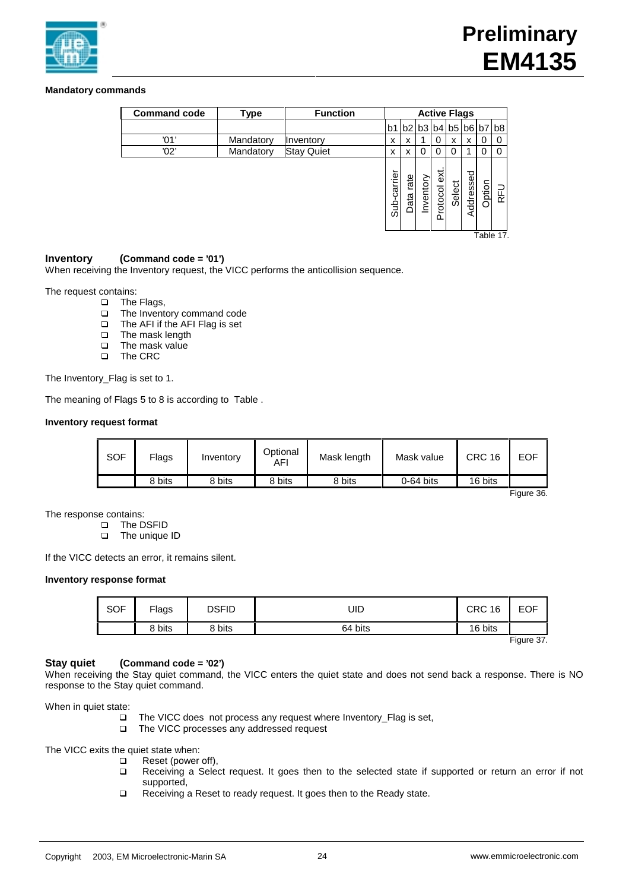**Mandatory commands**

| Command code | Type | Function | Active Flags | | | | | | | |
|---|---|---|---|---|---|---|---|---|---|---|
| | | | b1 | b2 | b3 | b4 | b5 | b6 | b7 | b8 |
| '01' | Mandatory | Inventory | x | x | 1 | 0 | x | x | 0 | 0 |
| '02' | Mandatory | Stay Quiet | x | x | 0 | 0 | 0 | 1 | 0 | 0 |
| | | | Sub-carrier | Data rate | Inventory | Protocol ext. | Select | Addressed | Option | RFU |

Table 17.

**Inventory** **(Command code = '01')**
When receiving the Inventory request, the VICC performs the anticollision sequence.

The request contains:

- The Flags,
- The Inventory command code
- The AFI if the AFI Flag is set
- The mask length
- The mask value
- The CRC

The Inventory_Flag is set to 1.

The meaning of Flags 5 to 8 is according to Table .

**Inventory request format**

| SOF | Flags | Inventory | Optional AFI | Mask length | Mask value | CRC 16 | EOF |
|---|---|---|---|---|---|---|---|
| | 8 bits | 8 bits | 8 bits | 8 bits | 0-64 bits | 16 bits | |

Figure 36.

The response contains:

- The DSFID
- The unique ID

If the VICC detects an error, it remains silent.

**Inventory response format**

| SOF | Flags | DSFID | UID | CRC 16 | EOF |
|---|---|---|---|---|---|
| | 8 bits | 8 bits | 64 bits | 16 bits | |

Figure 37.

**Stay quiet** **(Command code = '02')**
When receiving the Stay quiet command, the VICC enters the quiet state and does not send back a response. There is NO response to the Stay quiet command.

When in quiet state:

- The VICC does not process any request where Inventory_Flag is set,
- The VICC processes any addressed request

The VICC exits the quiet state when:

- Reset (power off),
- Receiving a Select request. It goes then to the selected state if supported or return an error if not supported,
- Receiving a Reset to ready request. It goes then to the Ready state.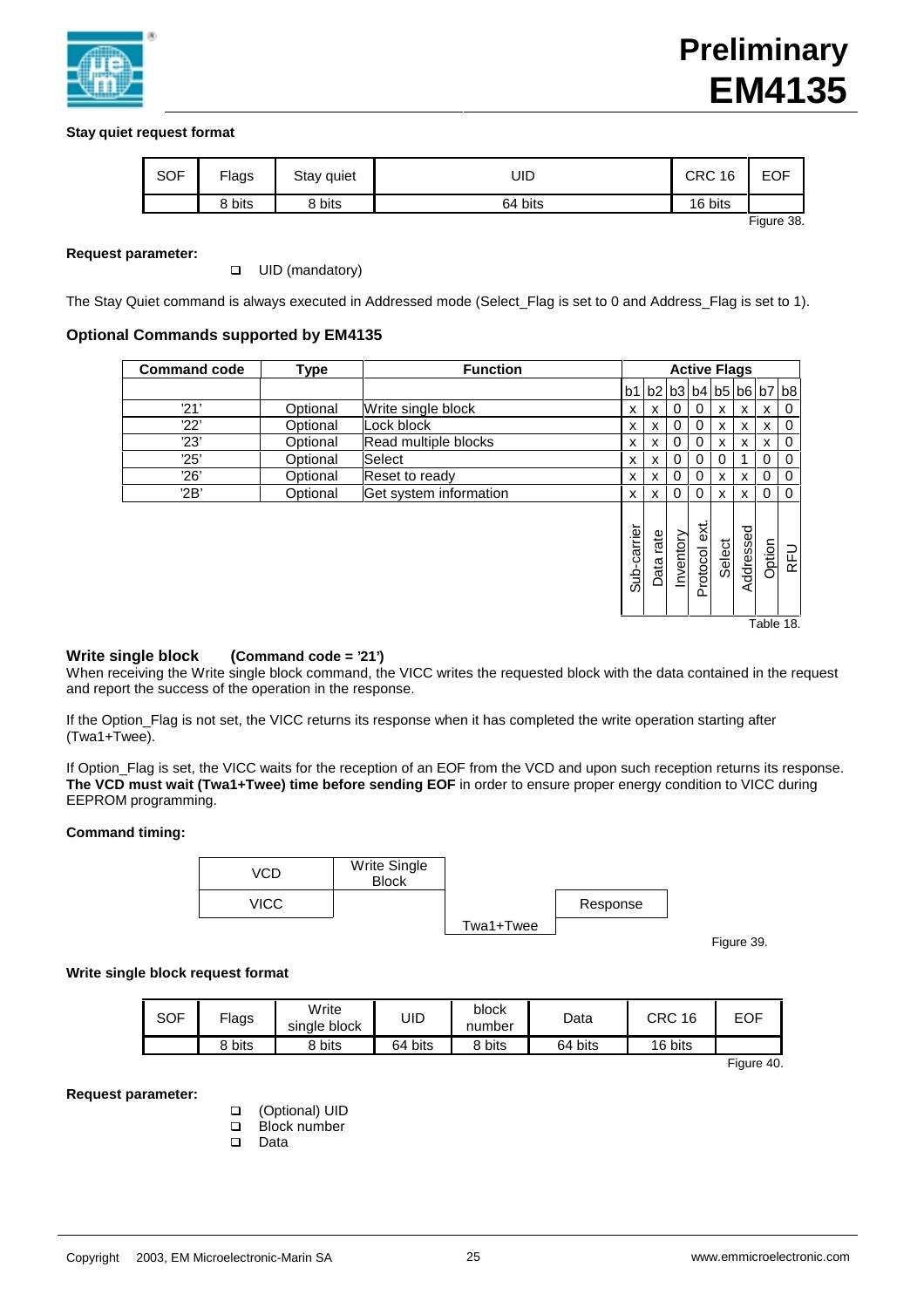**Stay quiet request format**

| SOF | Flags | Stay quiet | UID | CRC 16 | EOF |
|---|---|---|---|---|---|
| | 8 bits | 8 bits | 64 bits | 16 bits | |

Figure 38.

**Request parameter:**

- UID (mandatory)

The Stay Quiet command is always executed in Addressed mode (Select_Flag is set to 0 and Address_Flag is set to 1).

### Optional Commands supported by EM4135

| Command code | Type | Function | Active Flags | | | | | | | |
|---|---|---|---|---|---|---|---|---|---|---|
| | | | b1 | b2 | b3 | b4 | b5 | b6 | b7 | b8 |
| '21' | Optional | Write single block | x | x | 0 | 0 | x | x | x | 0 |
| '22' | Optional | Lock block | x | x | 0 | 0 | x | x | x | 0 |
| '23' | Optional | Read multiple blocks | x | x | 0 | 0 | x | x | x | 0 |
| '25' | Optional | Select | x | x | 0 | 0 | 0 | 1 | 0 | 0 |
| '26' | Optional | Reset to ready | x | x | 0 | 0 | x | x | 0 | 0 |
| '2B' | Optional | Get system information | x | x | 0 | 0 | x | x | 0 | 0 |
| | | | Sub-carrier | Data rate | Inventory | Protocol ext. | Select | Addressed | Option | RFU |

Table 18.

### Write single block (Command code = '21')

When receiving the Write single block command, the VICC writes the requested block with the data contained in the request and report the success of the operation in the response.

If the Option_Flag is not set, the VICC returns its response when it has completed the write operation starting after (Twa1+Twee).

If Option_Flag is set, the VICC waits for the reception of an EOF from the VCD and upon such reception returns its response. **The VCD must wait (Twa1+Twee) time before sending EOF** in order to ensure proper energy condition to VICC during EEPROM programming.

**Command timing:**

| | | | |
|---|---|---|---|
| VCD | Write Single Block | | |
| VICC | | Twa1+Twee | Response |

Figure 39.

**Write single block request format**

| SOF | Flags | Write single block | UID | block number | Data | CRC 16 | EOF |
|---|---|---|---|---|---|---|---|
| | 8 bits | 8 bits | 64 bits | 8 bits | 64 bits | 16 bits | |

Figure 40.

**Request parameter:**

- (Optional) UID
- Block number
- Data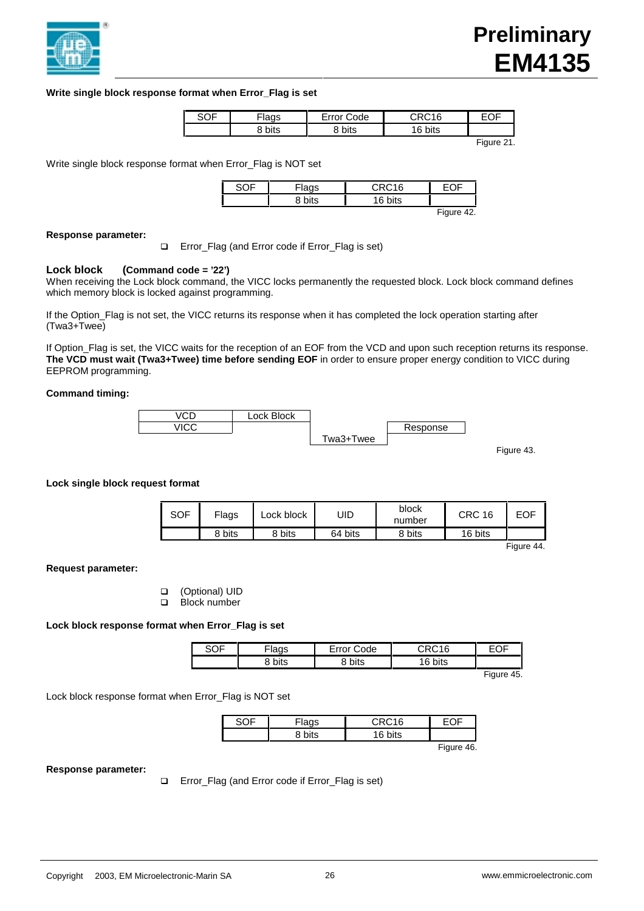**Write single block response format when Error_Flag is set**

| SOF | Flags | Error Code | CRC16 | EOF |
|---|---|---|---|---|
| | 8 bits | 8 bits | 16 bits | |

Figure 21.

Write single block response format when Error_Flag is NOT set

| SOF | Flags | CRC16 | EOF |
|---|---|---|---|
| | 8 bits | 16 bits | |

Figure 42.

**Response parameter:**

- Error_Flag (and Error code if Error_Flag is set)

### Lock block (Command code = '22')

When receiving the Lock block command, the VICC locks permanently the requested block. Lock block command defines which memory block is locked against programming.

If the Option_Flag is not set, the VICC returns its response when it has completed the lock operation starting after (Twa3+Twee)

If Option_Flag is set, the VICC waits for the reception of an EOF from the VCD and upon such reception returns its response. **The VCD must wait (Twa3+Twee) time before sending EOF** in order to ensure proper energy condition to VICC during EEPROM programming.

**Command timing:**

| VCD | Lock Block | | |
|---|---|---|---|
| VICC | | Twa3+Twee | Response |

Figure 43.

**Lock single block request format**

| SOF | Flags | Lock block | UID | block number | CRC 16 | EOF |
|---|---|---|---|---|---|---|
| | 8 bits | 8 bits | 64 bits | 8 bits | 16 bits | |

Figure 44.

**Request parameter:**

- (Optional) UID
- Block number

**Lock block response format when Error_Flag is set**

| SOF | Flags | Error Code | CRC16 | EOF |
|---|---|---|---|---|
| | 8 bits | 8 bits | 16 bits | |

Figure 45.

Lock block response format when Error_Flag is NOT set

| SOF | Flags | CRC16 | EOF |
|---|---|---|---|
| | 8 bits | 16 bits | |

Figure 46.

**Response parameter:**

- Error_Flag (and Error code if Error_Flag is set)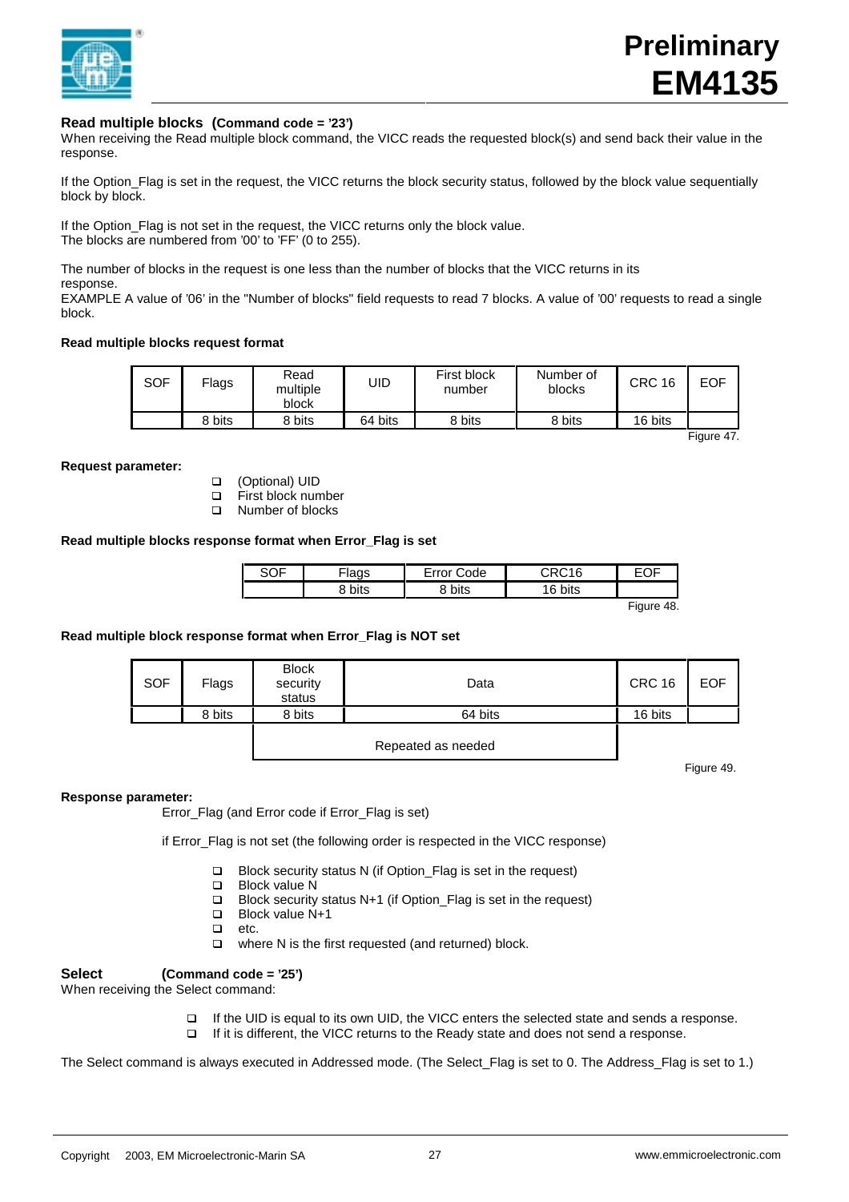### Read multiple blocks (Command code = '23')

When receiving the Read multiple block command, the VICC reads the requested block(s) and send back their value in the response.

If the Option_Flag is set in the request, the VICC returns the block security status, followed by the block value sequentially block by block.

If the Option_Flag is not set in the request, the VICC returns only the block value.
The blocks are numbered from '00' to 'FF' (0 to 255).

The number of blocks in the request is one less than the number of blocks that the VICC returns in its response.
EXAMPLE A value of '06' in the "Number of blocks" field requests to read 7 blocks. A value of '00' requests to read a single block.

**Read multiple blocks request format**

| SOF | Flags | Read multiple block | UID | First block number | Number of blocks | CRC 16 | EOF |
|---|---|---|---|---|---|---|---|
| | 8 bits | 8 bits | 64 bits | 8 bits | 8 bits | 16 bits | |

Figure 47.

**Request parameter:**

- (Optional) UID
- First block number
- Number of blocks

**Read multiple blocks response format when Error_Flag is set**

| SOF | Flags | Error Code | CRC16 | EOF |
|---|---|---|---|---|
| | 8 bits | 8 bits | 16 bits | |

Figure 48.

**Read multiple block response format when Error_Flag is NOT set**

| SOF | Flags | Block security status | Data | CRC 16 | EOF |
|---|---|---|---|---|---|
| | 8 bits | 8 bits | 64 bits | 16 bits | |
| | | Repeated as needed | | | |

Figure 49.

**Response parameter:**

Error_Flag (and Error code if Error_Flag is set)

if Error_Flag is not set (the following order is respected in the VICC response)

- Block security status N (if Option_Flag is set in the request)
- Block value N
- Block security status N+1 (if Option_Flag is set in the request)
- Block value N+1
- etc.
- where N is the first requested (and returned) block.

### Select (Command code = '25')

When receiving the Select command:

- If the UID is equal to its own UID, the VICC enters the selected state and sends a response.
- If it is different, the VICC returns to the Ready state and does not send a response.

The Select command is always executed in Addressed mode. (The Select_Flag is set to 0. The Address_Flag is set to 1.)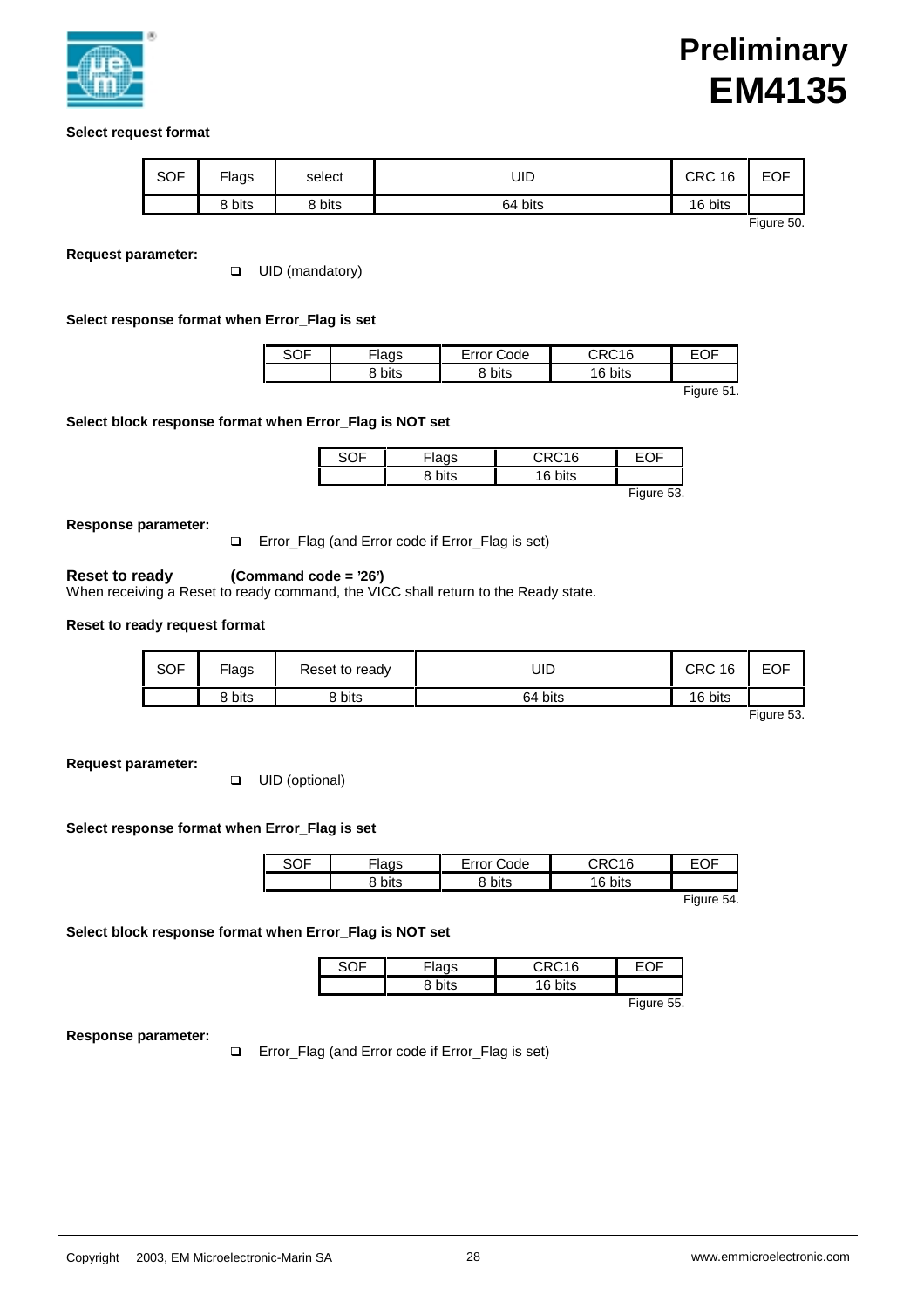**Select request format**

| SOF | Flags | select | UID | CRC 16 | EOF |
|---|---|---|---|---|---|
| | 8 bits | 8 bits | 64 bits | 16 bits | |

Figure 50.

**Request parameter:**

- UID (mandatory)

**Select response format when Error_Flag is set**

| SOF | Flags | Error Code | CRC16 | EOF |
|---|---|---|---|---|
| | 8 bits | 8 bits | 16 bits | |

Figure 51.

**Select block response format when Error_Flag is NOT set**

| SOF | Flags | CRC16 | EOF |
|---|---|---|---|
| | 8 bits | 16 bits | |

Figure 53.

**Response parameter:**

- Error_Flag (and Error code if Error_Flag is set)

### Reset to ready (Command code = '26')

When receiving a Reset to ready command, the VICC shall return to the Ready state.

**Reset to ready request format**

| SOF | Flags | Reset to ready | UID | CRC 16 | EOF |
|---|---|---|---|---|---|
| | 8 bits | 8 bits | 64 bits | 16 bits | |

Figure 53.

**Request parameter:**

- UID (optional)

**Select response format when Error_Flag is set**

| SOF | Flags | Error Code | CRC16 | EOF |
|---|---|---|---|---|
| | 8 bits | 8 bits | 16 bits | |

Figure 54.

**Select block response format when Error_Flag is NOT set**

| SOF | Flags | CRC16 | EOF |
|---|---|---|---|
| | 8 bits | 16 bits | |

Figure 55.

**Response parameter:**

- Error_Flag (and Error code if Error_Flag is set)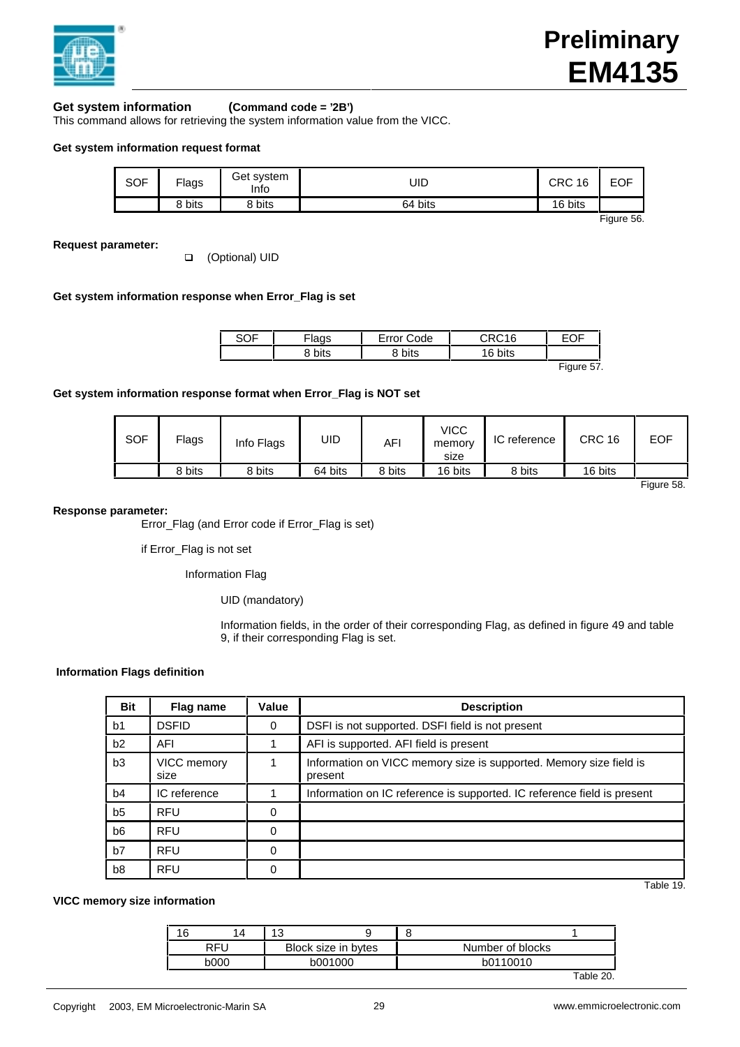### Get system information (Command code = '2B')

This command allows for retrieving the system information value from the VICC.

**Get system information request format**

| SOF | Flags | Get system Info | UID | CRC 16 | EOF |
|---|---|---|---|---|---|
| | 8 bits | 8 bits | 64 bits | 16 bits | |

Figure 56.

**Request parameter:**

- (Optional) UID

**Get system information response when Error_Flag is set**

| SOF | Flags | Error Code | CRC16 | EOF |
|---|---|---|---|---|
| | 8 bits | 8 bits | 16 bits | |

Figure 57.

**Get system information response format when Error_Flag is NOT set**

| SOF | Flags | Info Flags | UID | AFI | VICC memory size | IC reference | CRC 16 | EOF |
|---|---|---|---|---|---|---|---|---|
| | 8 bits | 8 bits | 64 bits | 8 bits | 16 bits | 8 bits | 16 bits | |

Figure 58.

**Response parameter:**

Error_Flag (and Error code if Error_Flag is set)

if Error_Flag is not set

Information Flag

UID (mandatory)

Information fields, in the order of their corresponding Flag, as defined in figure 49 and table 9, if their corresponding Flag is set.

**Information Flags definition**

| Bit | Flag name | Value | Description |
|---|---|---|---|
| b1 | DSFID | 0 | DSFI is not supported. DSFI field is not present |
| b2 | AFI | 1 | AFI is supported. AFI field is present |
| b3 | VICC memory size | 1 | Information on VICC memory size is supported. Memory size field is present |
| b4 | IC reference | 1 | Information on IC reference is supported. IC reference field is present |
| b5 | RFU | 0 | |
| b6 | RFU | 0 | |
| b7 | RFU | 0 | |
| b8 | RFU | 0 | |

Table 19.

**VICC memory size information**

| 16 &nbsp;&nbsp; 14 | 13 &nbsp;&nbsp; 9 | 8 &nbsp;&nbsp; 1 |
|---|---|---|
| RFU | Block size in bytes | Number of blocks |
| b000 | b001000 | b0110010 |

Table 20.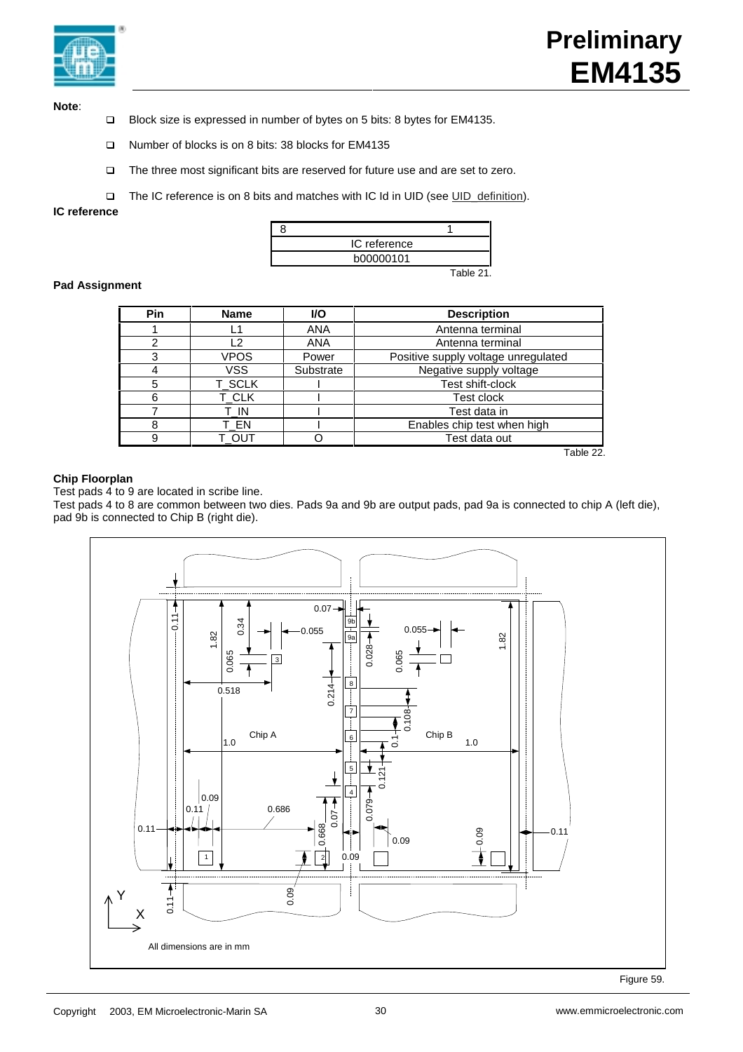**Note**:

- Block size is expressed in number of bytes on 5 bits: 8 bytes for EM4135.
- Number of blocks is on 8 bits: 38 blocks for EM4135
- The three most significant bits are reserved for future use and are set to zero.
- The IC reference is on 8 bits and matches with IC Id in UID (see UID_definition).

**IC reference**

| 8 | 1 |
|---|---|
| IC reference | |
| b00000101 | |

Table 21.

**Pad Assignment**

| Pin | Name | I/O | Description |
|---|---|---|---|
| 1 | L1 | ANA | Antenna terminal |
| 2 | L2 | ANA | Antenna terminal |
| 3 | VPOS | Power | Positive supply voltage unregulated |
| 4 | VSS | Substrate | Negative supply voltage |
| 5 | T_SCLK | I | Test shift-clock |
| 6 | T_CLK | I | Test clock |
| 7 | T_IN | I | Test data in |
| 8 | T_EN | I | Enables chip test when high |
| 9 | T_OUT | O | Test data out |

Table 22.

**Chip Floorplan**

Test pads 4 to 9 are located in scribe line.

Test pads 4 to 8 are common between two dies. Pads 9a and 9b are output pads, pad 9a is connected to chip A (left die), pad 9b is connected to Chip B (right die).

All dimensions are in mm

Figure 59.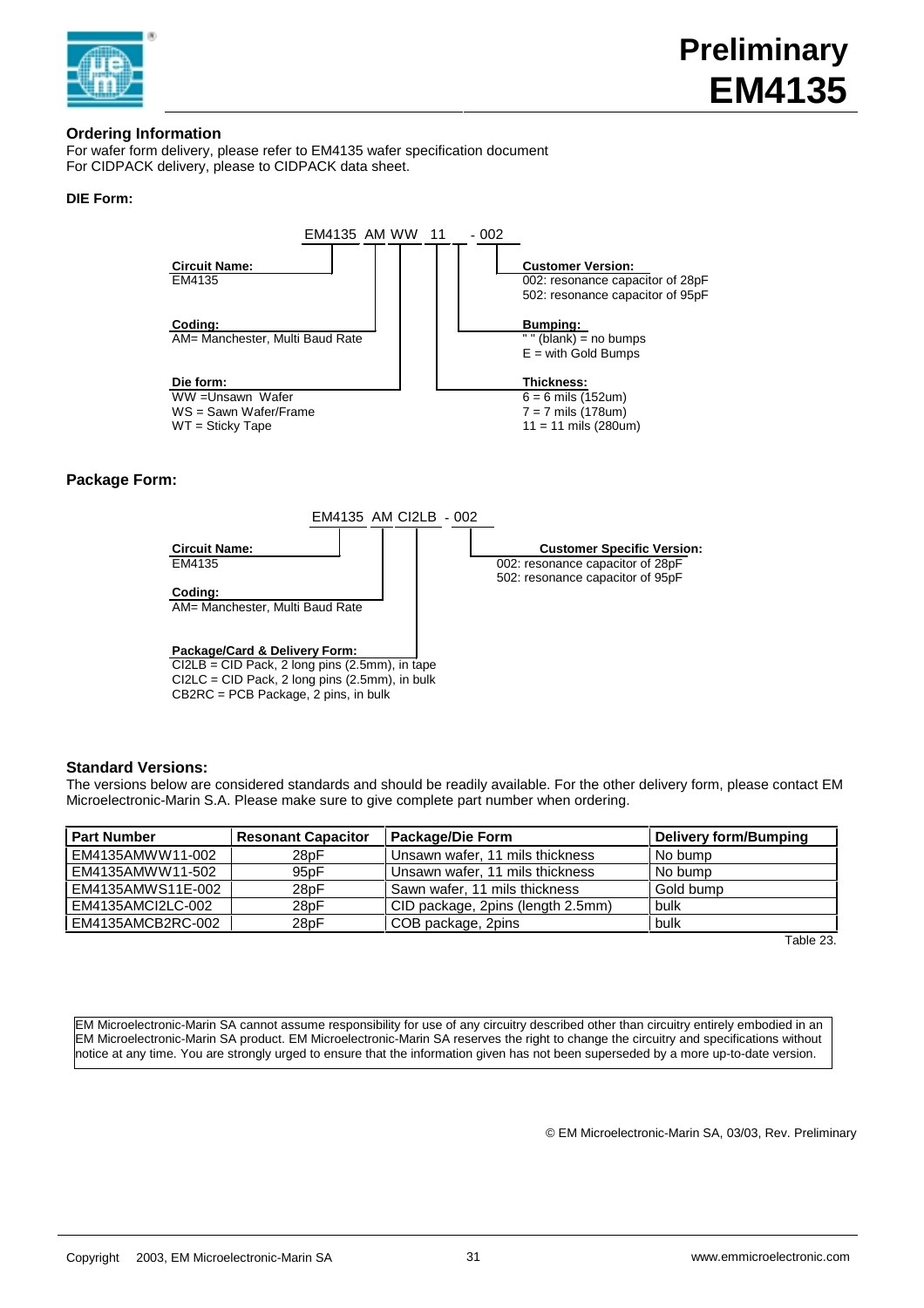## Ordering Information

For wafer form delivery, please refer to EM4135 wafer specification document
For CIDPACK delivery, please to CIDPACK data sheet.

### DIE Form:

EM4135 AM WW 11 - 002

**Circuit Name:**
EM4135

**Coding:**
AM= Manchester, Multi Baud Rate

**Die form:**
WW =Unsawn Wafer
WS = Sawn Wafer/Frame
WT = Sticky Tape

**Customer Version:**
002: resonance capacitor of 28pF
502: resonance capacitor of 95pF

**Bumping:**
" " (blank) = no bumps
E = with Gold Bumps

**Thickness:**
6 = 6 mils (152um)
7 = 7 mils (178um)
11 = 11 mils (280um)

### Package Form:

EM4135 AM CI2LB - 002

**Circuit Name:**
EM4135

**Coding:**
AM= Manchester, Multi Baud Rate

**Package/Card & Delivery Form:**
CI2LB = CID Pack, 2 long pins (2.5mm), in tape
CI2LC = CID Pack, 2 long pins (2.5mm), in bulk
CB2RC = PCB Package, 2 pins, in bulk

**Customer Specific Version:**
002: resonance capacitor of 28pF
502: resonance capacitor of 95pF

### Standard Versions:

The versions below are considered standards and should be readily available. For the other delivery form, please contact EM Microelectronic-Marin S.A. Please make sure to give complete part number when ordering.

| Part Number | Resonant Capacitor | Package/Die Form | Delivery form/Bumping |
|---|---|---|---|
| EM4135AMWW11-002 | 28pF | Unsawn wafer, 11 mils thickness | No bump |
| EM4135AMWW11-502 | 95pF | Unsawn wafer, 11 mils thickness | No bump |
| EM4135AMWS11E-002 | 28pF | Sawn wafer, 11 mils thickness | Gold bump |
| EM4135AMCI2LC-002 | 28pF | CID package, 2pins (length 2.5mm) | bulk |
| EM4135AMCB2RC-002 | 28pF | COB package, 2pins | bulk |

Table 23.

EM Microelectronic-Marin SA cannot assume responsibility for use of any circuitry described other than circuitry entirely embodied in an EM Microelectronic-Marin SA product. EM Microelectronic-Marin SA reserves the right to change the circuitry and specifications without notice at any time. You are strongly urged to ensure that the information given has not been superseded by a more up-to-date version.

© EM Microelectronic-Marin SA, 03/03, Rev. Preliminary